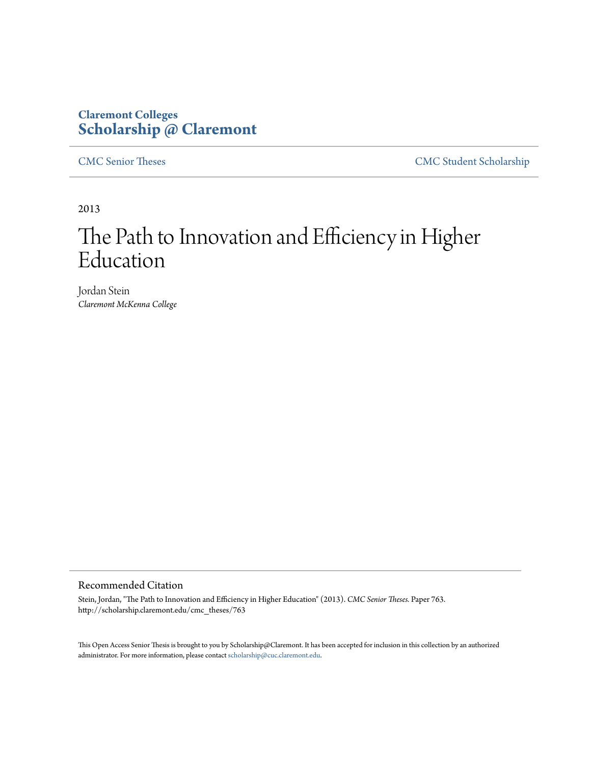**Claremont Colleges**
**Scholarship @ Claremont**

CMC Senior Theses | CMC Student Scholarship

2013

# The Path to Innovation and Efficiency in Higher Education

Jordan Stein
*Claremont McKenna College*

## Recommended Citation

Stein, Jordan, "The Path to Innovation and Efficiency in Higher Education" (2013). *CMC Senior Theses.* Paper 763.
http://scholarship.claremont.edu/cmc_theses/763

This Open Access Senior Thesis is brought to you by Scholarship@Claremont. It has been accepted for inclusion in this collection by an authorized administrator. For more information, please contact scholarship@cuc.claremont.edu.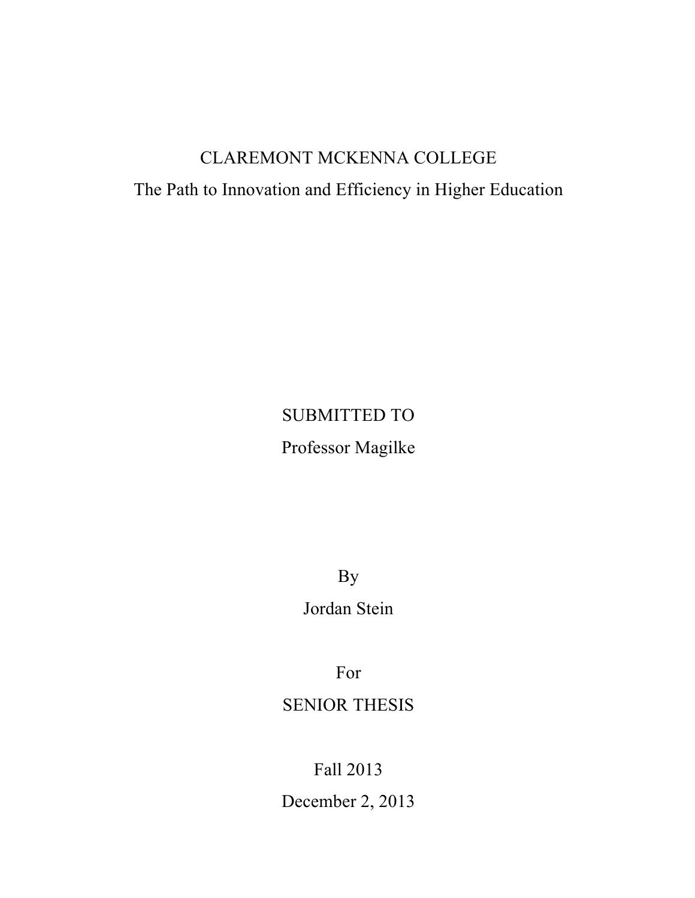CLAREMONT MCKENNA COLLEGE

# The Path to Innovation and Efficiency in Higher Education

SUBMITTED TO

Professor Magilke

By

Jordan Stein

For

SENIOR THESIS

Fall 2013

December 2, 2013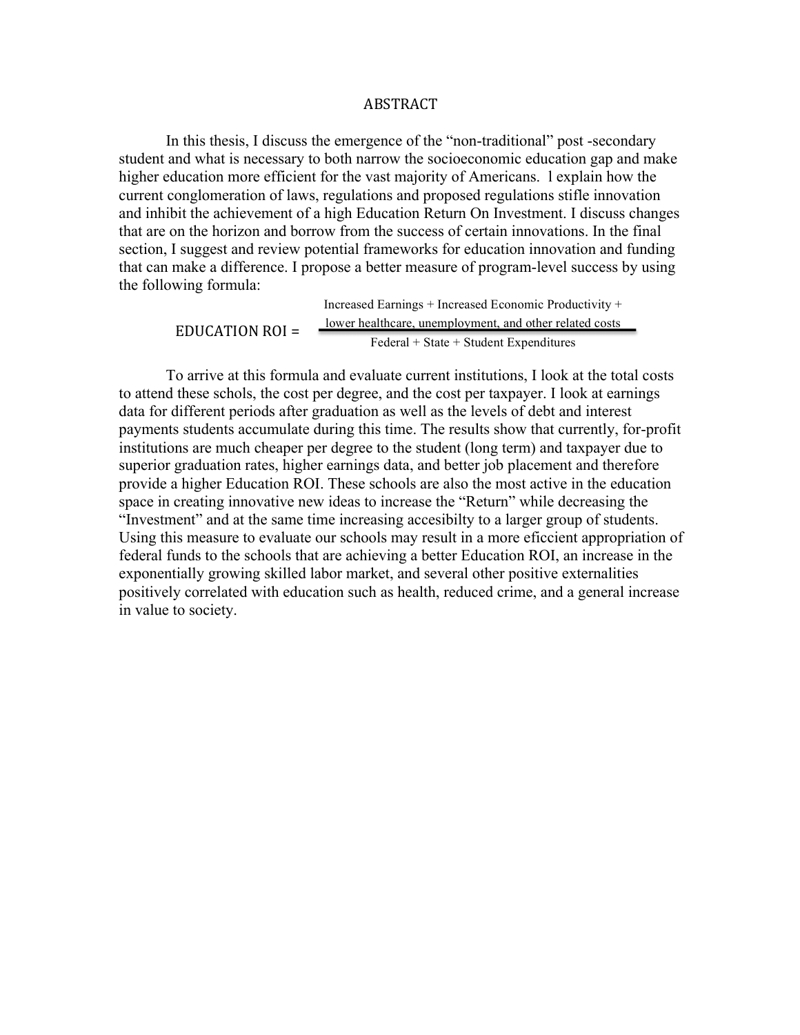# ABSTRACT

In this thesis, I discuss the emergence of the "non-traditional" post -secondary student and what is necessary to both narrow the socioeconomic education gap and make higher education more efficient for the vast majority of Americans. I explain how the current conglomeration of laws, regulations and proposed regulations stifle innovation and inhibit the achievement of a high Education Return On Investment. I discuss changes that are on the horizon and borrow from the success of certain innovations. In the final section, I suggest and review potential frameworks for education innovation and funding that can make a difference. I propose a better measure of program-level success by using the following formula:

$$\text{EDUCATION ROI} = \frac{\text{Increased Earnings + Increased Economic Productivity + lower healthcare, unemployment, and other related costs}}{\text{Federal + State + Student Expenditures}}$$

To arrive at this formula and evaluate current institutions, I look at the total costs to attend these schols, the cost per degree, and the cost per taxpayer. I look at earnings data for different periods after graduation as well as the levels of debt and interest payments students accumulate during this time. The results show that currently, for-profit institutions are much cheaper per degree to the student (long term) and taxpayer due to superior graduation rates, higher earnings data, and better job placement and therefore provide a higher Education ROI. These schools are also the most active in the education space in creating innovative new ideas to increase the "Return" while decreasing the "Investment" and at the same time increasing accesibilty to a larger group of students. Using this measure to evaluate our schools may result in a more eficcient appropriation of federal funds to the schools that are achieving a better Education ROI, an increase in the exponentially growing skilled labor market, and several other positive externalities positively correlated with education such as health, reduced crime, and a general increase in value to society.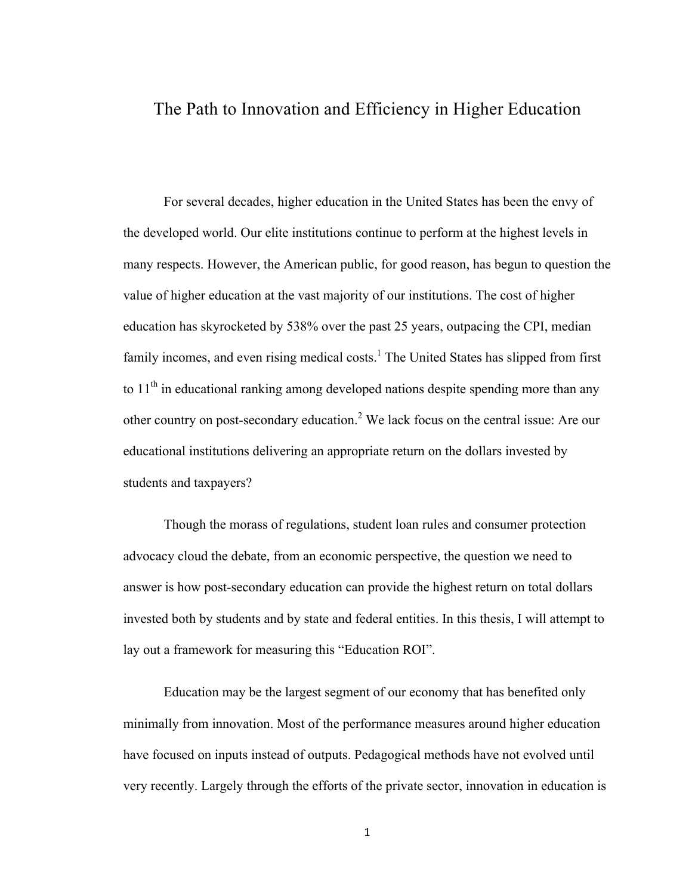# The Path to Innovation and Efficiency in Higher Education

For several decades, higher education in the United States has been the envy of the developed world. Our elite institutions continue to perform at the highest levels in many respects. However, the American public, for good reason, has begun to question the value of higher education at the vast majority of our institutions. The cost of higher education has skyrocketed by 538% over the past 25 years, outpacing the CPI, median family incomes, and even rising medical costs.[1] The United States has slipped from first to 11th in educational ranking among developed nations despite spending more than any other country on post-secondary education.[2] We lack focus on the central issue: Are our educational institutions delivering an appropriate return on the dollars invested by students and taxpayers?

Though the morass of regulations, student loan rules and consumer protection advocacy cloud the debate, from an economic perspective, the question we need to answer is how post-secondary education can provide the highest return on total dollars invested both by students and by state and federal entities. In this thesis, I will attempt to lay out a framework for measuring this "Education ROI".

Education may be the largest segment of our economy that has benefited only minimally from innovation. Most of the performance measures around higher education have focused on inputs instead of outputs. Pedagogical methods have not evolved until very recently. Largely through the efforts of the private sector, innovation in education is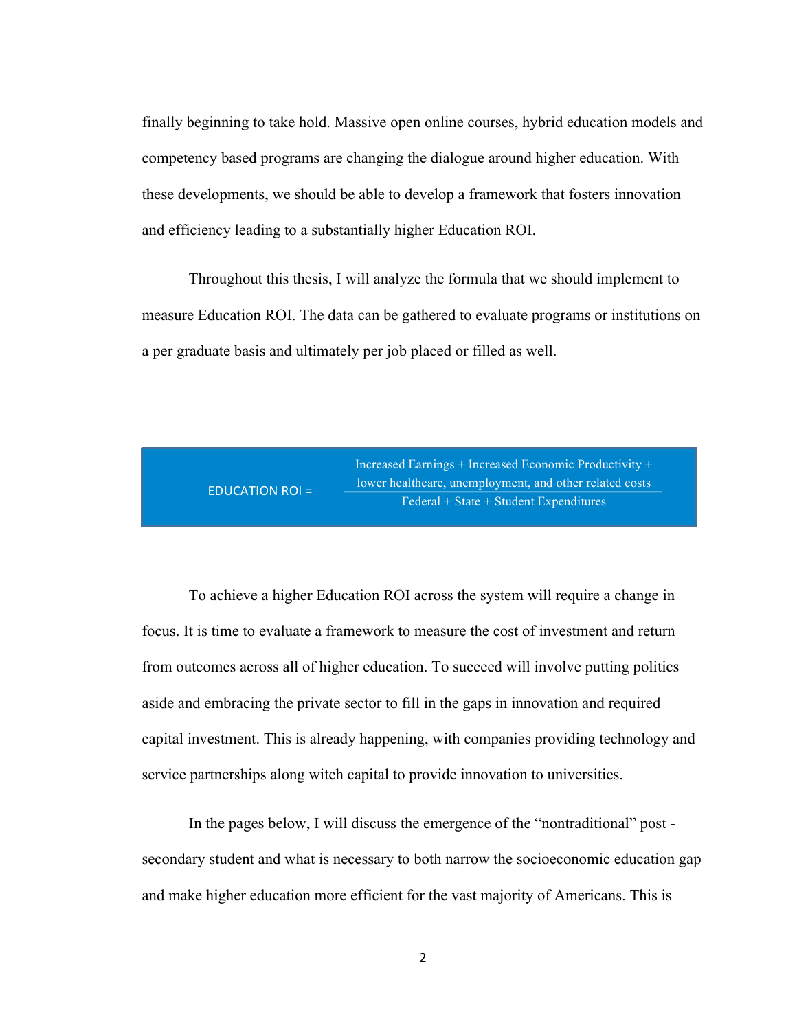finally beginning to take hold. Massive open online courses, hybrid education models and competency based programs are changing the dialogue around higher education. With these developments, we should be able to develop a framework that fosters innovation and efficiency leading to a substantially higher Education ROI.

Throughout this thesis, I will analyze the formula that we should implement to measure Education ROI. The data can be gathered to evaluate programs or institutions on a per graduate basis and ultimately per job placed or filled as well.

$$\text{EDUCATION ROI} = \frac{\text{Increased Earnings + Increased Economic Productivity + lower healthcare, unemployment, and other related costs}}{\text{Federal + State + Student Expenditures}}$$

To achieve a higher Education ROI across the system will require a change in focus. It is time to evaluate a framework to measure the cost of investment and return from outcomes across all of higher education. To succeed will involve putting politics aside and embracing the private sector to fill in the gaps in innovation and required capital investment. This is already happening, with companies providing technology and service partnerships along witch capital to provide innovation to universities.

In the pages below, I will discuss the emergence of the "nontraditional" post - secondary student and what is necessary to both narrow the socioeconomic education gap and make higher education more efficient for the vast majority of Americans. This is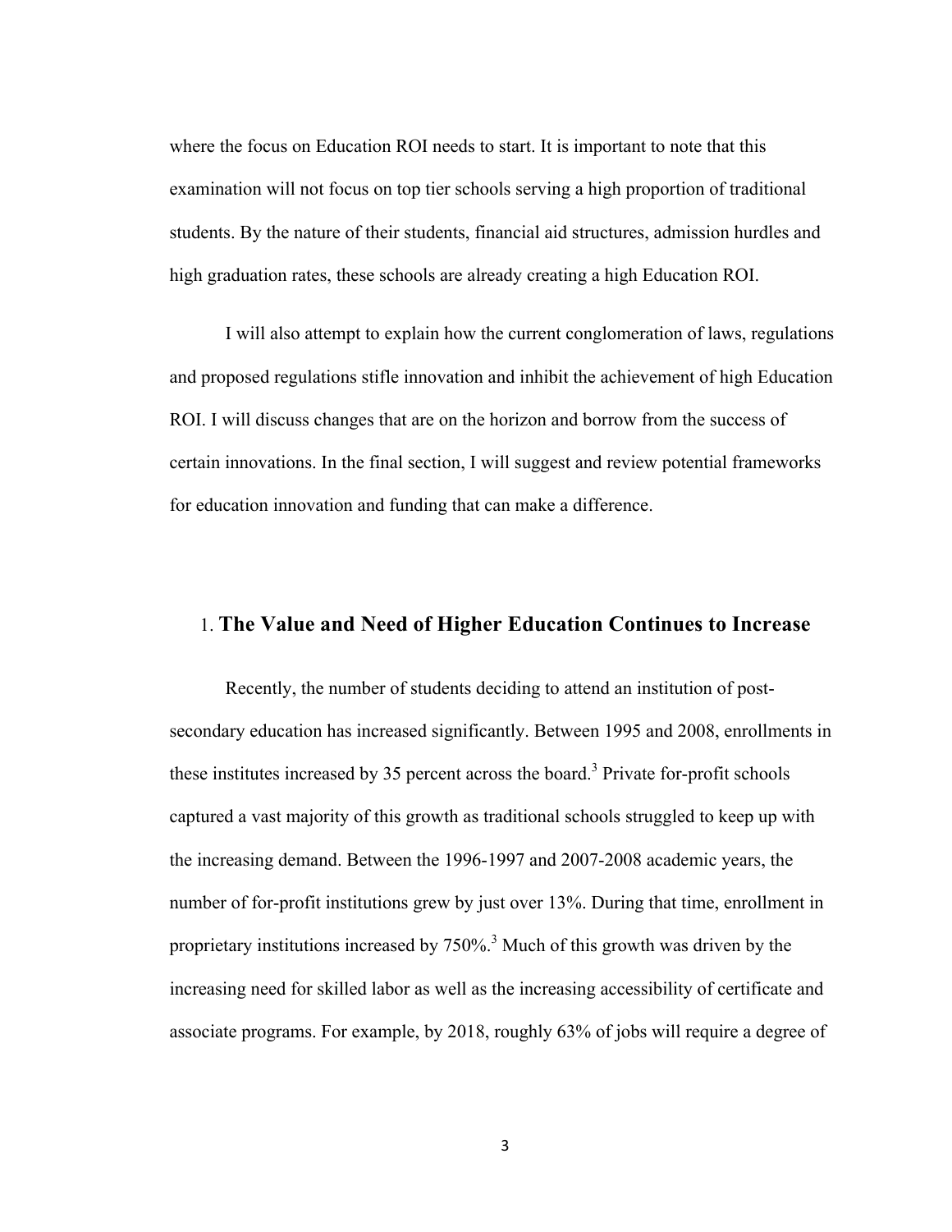where the focus on Education ROI needs to start. It is important to note that this examination will not focus on top tier schools serving a high proportion of traditional students. By the nature of their students, financial aid structures, admission hurdles and high graduation rates, these schools are already creating a high Education ROI.

I will also attempt to explain how the current conglomeration of laws, regulations and proposed regulations stifle innovation and inhibit the achievement of high Education ROI. I will discuss changes that are on the horizon and borrow from the success of certain innovations. In the final section, I will suggest and review potential frameworks for education innovation and funding that can make a difference.

## 1. The Value and Need of Higher Education Continues to Increase

Recently, the number of students deciding to attend an institution of post-secondary education has increased significantly. Between 1995 and 2008, enrollments in these institutes increased by 35 percent across the board.[3] Private for-profit schools captured a vast majority of this growth as traditional schools struggled to keep up with the increasing demand. Between the 1996-1997 and 2007-2008 academic years, the number of for-profit institutions grew by just over 13%. During that time, enrollment in proprietary institutions increased by 750%.[3] Much of this growth was driven by the increasing need for skilled labor as well as the increasing accessibility of certificate and associate programs. For example, by 2018, roughly 63% of jobs will require a degree of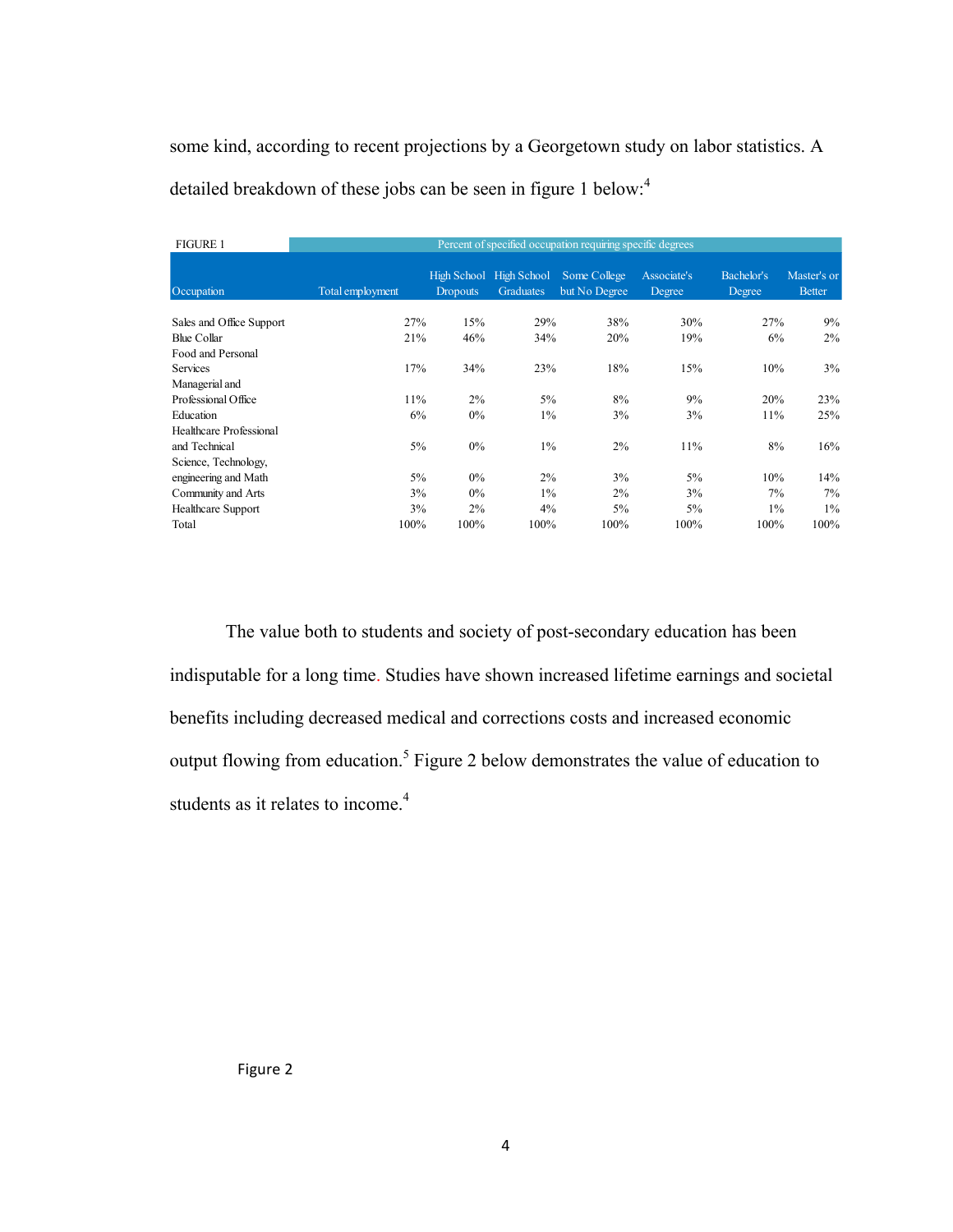some kind, according to recent projections by a Georgetown study on labor statistics. A detailed breakdown of these jobs can be seen in figure 1 below:[4]

FIGURE 1

| Occupation | Total employment | Percent of specified occupation requiring specific degrees | | | | | |
|---|---|---|---|---|---|---|---|
| | | High School Dropouts | High School Graduates | Some College but No Degree | Associate's Degree | Bachelor's Degree | Master's or Better |
| Sales and Office Support | 27% | 15% | 29% | 38% | 30% | 27% | 9% |
| Blue Collar | 21% | 46% | 34% | 20% | 19% | 6% | 2% |
| Food and Personal Services | 17% | 34% | 23% | 18% | 15% | 10% | 3% |
| Managerial and Professional Office | 11% | 2% | 5% | 8% | 9% | 20% | 23% |
| Education | 6% | 0% | 1% | 3% | 3% | 11% | 25% |
| Healthcare Professional and Technical | 5% | 0% | 1% | 2% | 11% | 8% | 16% |
| Science, Technology, engineering and Math | 5% | 0% | 2% | 3% | 5% | 10% | 14% |
| Community and Arts | 3% | 0% | 1% | 2% | 3% | 7% | 7% |
| Healthcare Support | 3% | 2% | 4% | 5% | 5% | 1% | 1% |
| Total | 100% | 100% | 100% | 100% | 100% | 100% | 100% |

The value both to students and society of post-secondary education has been indisputable for a long time. Studies have shown increased lifetime earnings and societal benefits including decreased medical and corrections costs and increased economic output flowing from education.[5] Figure 2 below demonstrates the value of education to students as it relates to income.[4]

Figure 2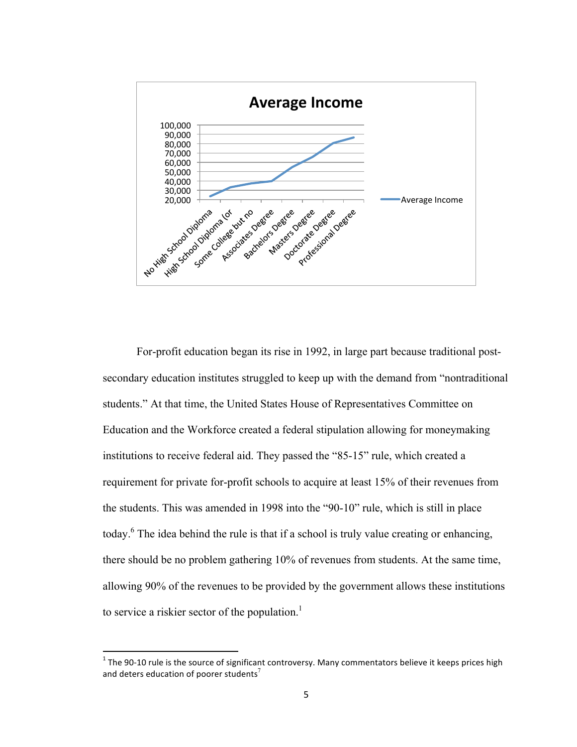For-profit education began its rise in 1992, in large part because traditional post-secondary education institutes struggled to keep up with the demand from "nontraditional students." At that time, the United States House of Representatives Committee on Education and the Workforce created a federal stipulation allowing for moneymaking institutions to receive federal aid. They passed the "85-15" rule, which created a requirement for private for-profit schools to acquire at least 15% of their revenues from the students. This was amended in 1998 into the "90-10" rule, which is still in place today.[6] The idea behind the rule is that if a school is truly value creating or enhancing, there should be no problem gathering 10% of revenues from students. At the same time, allowing 90% of the revenues to be provided by the government allows these institutions to service a riskier sector of the population.[1]

[1] The 90-10 rule is the source of significant controversy. Many commentators believe it keeps prices high and deters education of poorer students[7]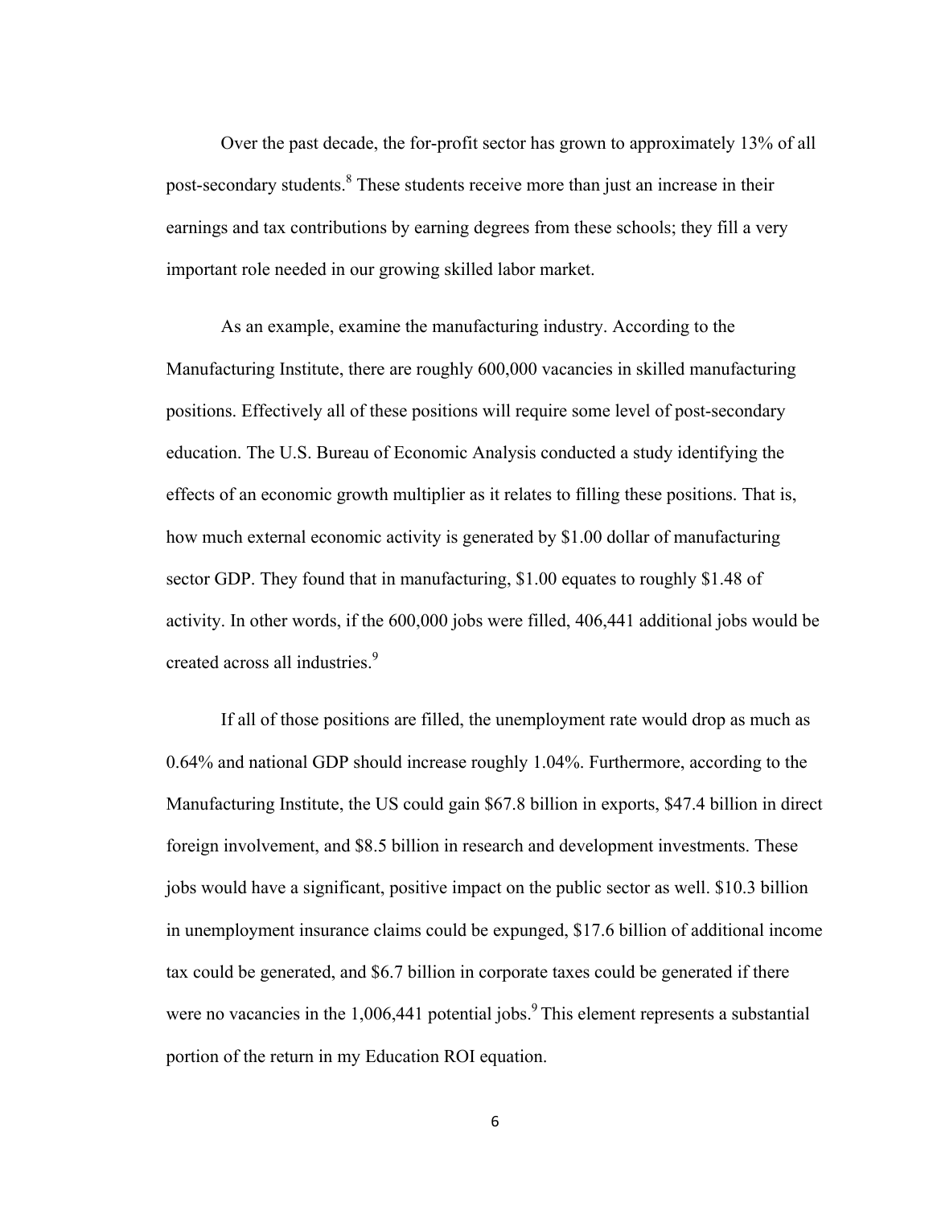Over the past decade, the for-profit sector has grown to approximately 13% of all post-secondary students.[8] These students receive more than just an increase in their earnings and tax contributions by earning degrees from these schools; they fill a very important role needed in our growing skilled labor market.

As an example, examine the manufacturing industry. According to the Manufacturing Institute, there are roughly 600,000 vacancies in skilled manufacturing positions. Effectively all of these positions will require some level of post-secondary education. The U.S. Bureau of Economic Analysis conducted a study identifying the effects of an economic growth multiplier as it relates to filling these positions. That is, how much external economic activity is generated by $1.00 dollar of manufacturing sector GDP. They found that in manufacturing, $1.00 equates to roughly $1.48 of activity. In other words, if the 600,000 jobs were filled, 406,441 additional jobs would be created across all industries.[9]

If all of those positions are filled, the unemployment rate would drop as much as 0.64% and national GDP should increase roughly 1.04%. Furthermore, according to the Manufacturing Institute, the US could gain $67.8 billion in exports, $47.4 billion in direct foreign involvement, and $8.5 billion in research and development investments. These jobs would have a significant, positive impact on the public sector as well. $10.3 billion in unemployment insurance claims could be expunged, $17.6 billion of additional income tax could be generated, and $6.7 billion in corporate taxes could be generated if there were no vacancies in the 1,006,441 potential jobs.[9] This element represents a substantial portion of the return in my Education ROI equation.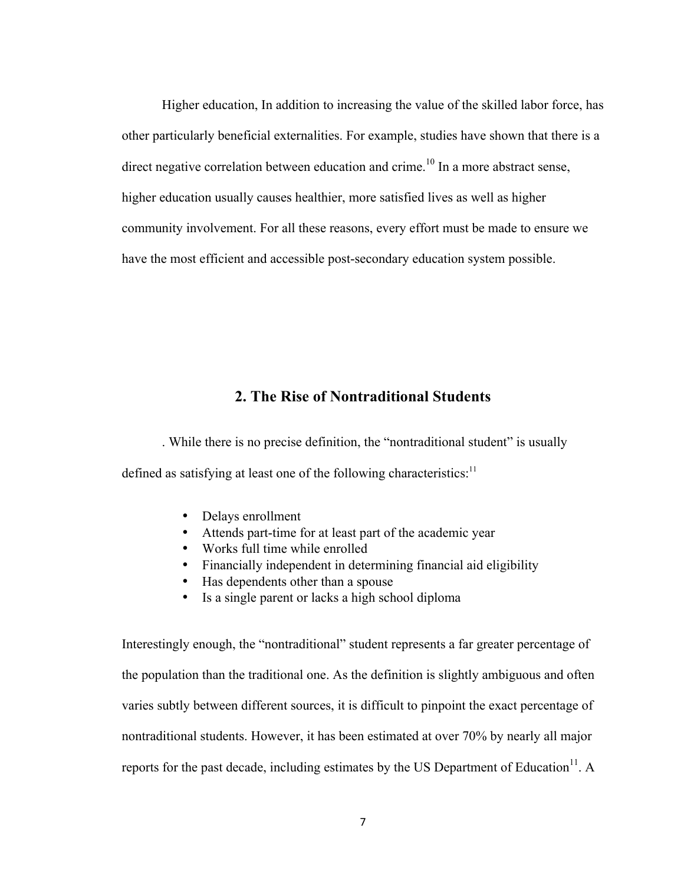Higher education, In addition to increasing the value of the skilled labor force, has other particularly beneficial externalities. For example, studies have shown that there is a direct negative correlation between education and crime.[10] In a more abstract sense, higher education usually causes healthier, more satisfied lives as well as higher community involvement. For all these reasons, every effort must be made to ensure we have the most efficient and accessible post-secondary education system possible.

## 2. The Rise of Nontraditional Students

. While there is no precise definition, the "nontraditional student" is usually defined as satisfying at least one of the following characteristics:[11]

- Delays enrollment
- Attends part-time for at least part of the academic year
- Works full time while enrolled
- Financially independent in determining financial aid eligibility
- Has dependents other than a spouse
- Is a single parent or lacks a high school diploma

Interestingly enough, the "nontraditional" student represents a far greater percentage of the population than the traditional one. As the definition is slightly ambiguous and often varies subtly between different sources, it is difficult to pinpoint the exact percentage of nontraditional students. However, it has been estimated at over 70% by nearly all major reports for the past decade, including estimates by the US Department of Education[11]. A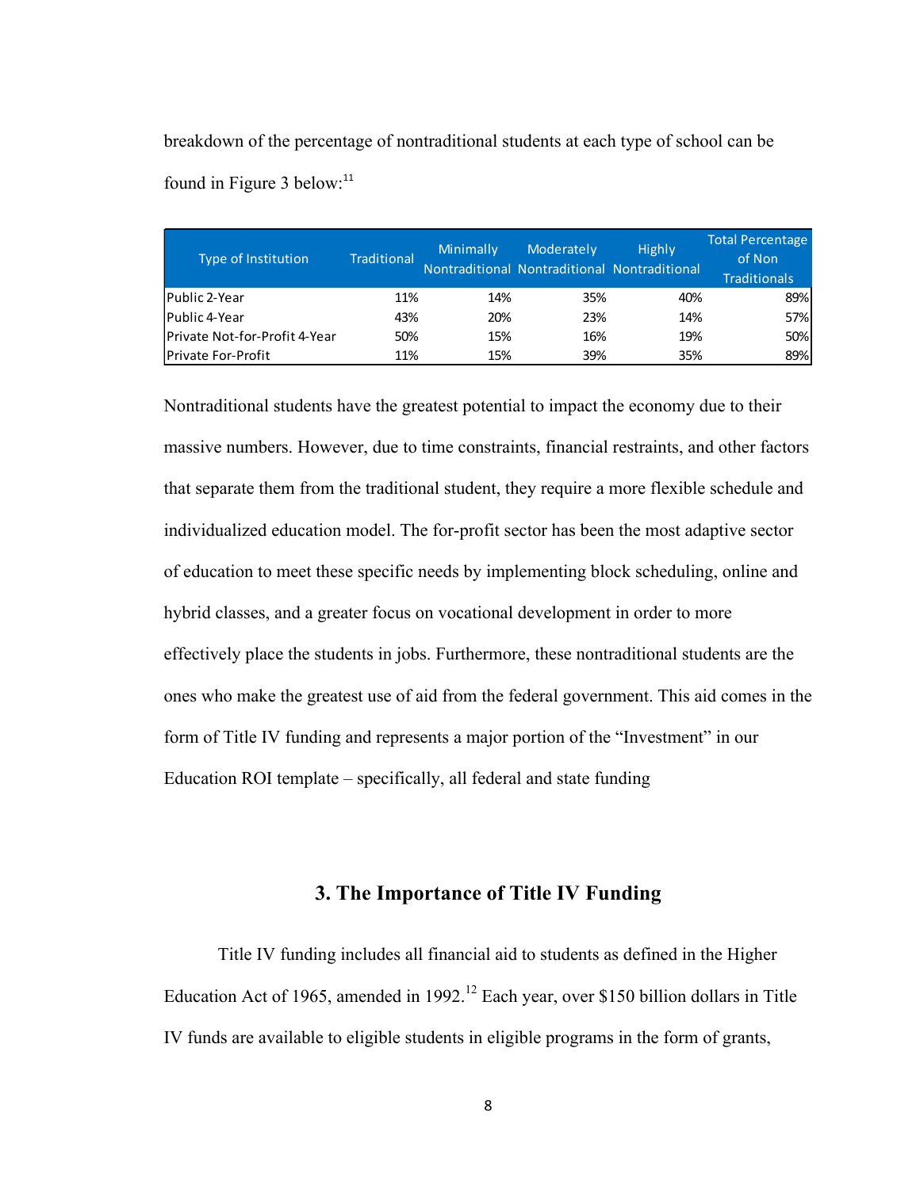breakdown of the percentage of nontraditional students at each type of school can be found in Figure 3 below:[11]

| Type of Institution | Traditional | Minimally Nontraditional | Moderately Nontraditional | Highly Nontraditional | Total Percentage of Non Traditionals |
|---|---|---|---|---|---|
| Public 2-Year | 11% | 14% | 35% | 40% | 89% |
| Public 4-Year | 43% | 20% | 23% | 14% | 57% |
| Private Not-for-Profit 4-Year | 50% | 15% | 16% | 19% | 50% |
| Private For-Profit | 11% | 15% | 39% | 35% | 89% |

Nontraditional students have the greatest potential to impact the economy due to their massive numbers. However, due to time constraints, financial restraints, and other factors that separate them from the traditional student, they require a more flexible schedule and individualized education model. The for-profit sector has been the most adaptive sector of education to meet these specific needs by implementing block scheduling, online and hybrid classes, and a greater focus on vocational development in order to more effectively place the students in jobs. Furthermore, these nontraditional students are the ones who make the greatest use of aid from the federal government. This aid comes in the form of Title IV funding and represents a major portion of the "Investment" in our Education ROI template – specifically, all federal and state funding

## 3. The Importance of Title IV Funding

Title IV funding includes all financial aid to students as defined in the Higher Education Act of 1965, amended in 1992.[12] Each year, over $150 billion dollars in Title IV funds are available to eligible students in eligible programs in the form of grants,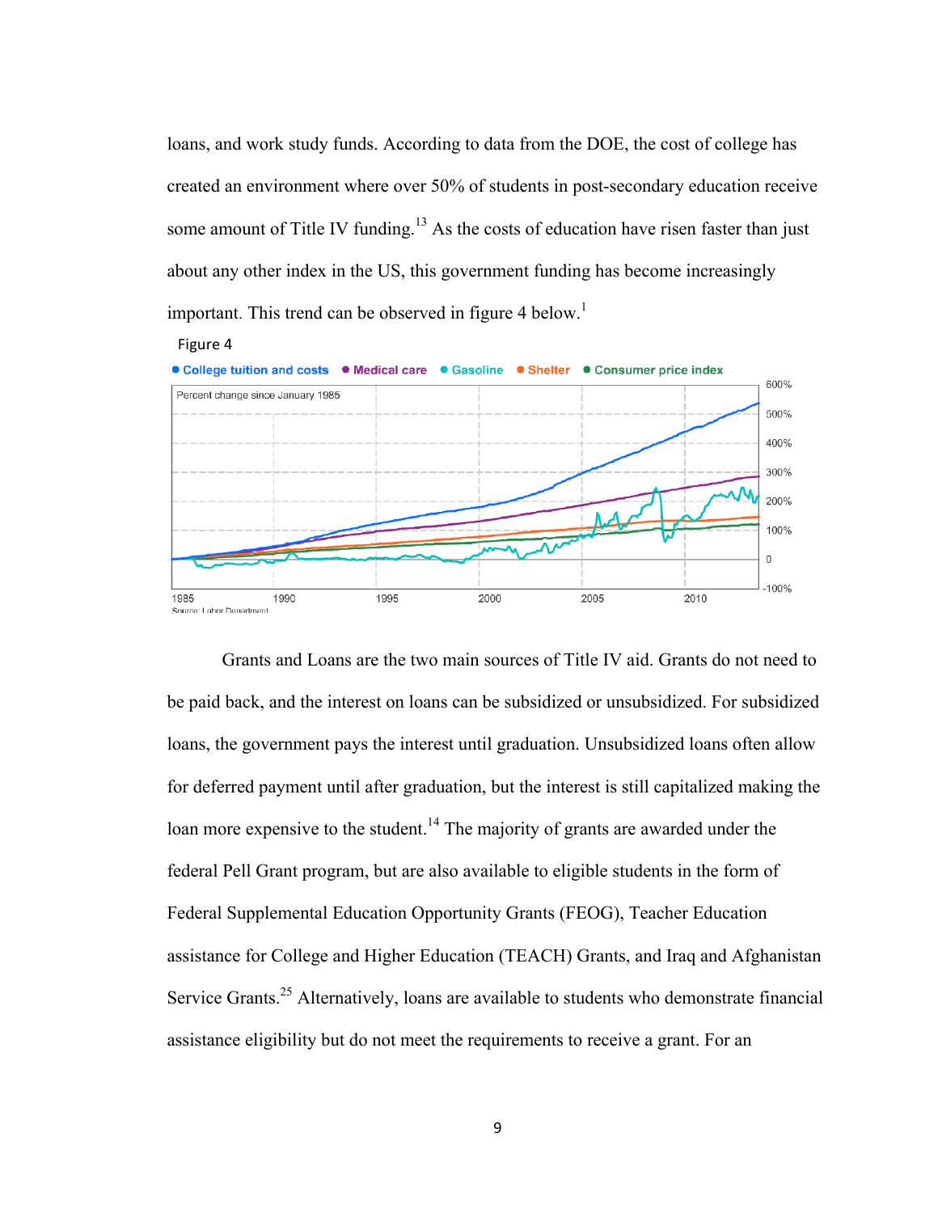loans, and work study funds. According to data from the DOE, the cost of college has created an environment where over 50% of students in post-secondary education receive some amount of Title IV funding.[13] As the costs of education have risen faster than just about any other index in the US, this government funding has become increasingly important. This trend can be observed in figure 4 below.[1]

Figure 4

Grants and Loans are the two main sources of Title IV aid. Grants do not need to be paid back, and the interest on loans can be subsidized or unsubsidized. For subsidized loans, the government pays the interest until graduation. Unsubsidized loans often allow for deferred payment until after graduation, but the interest is still capitalized making the loan more expensive to the student.[14] The majority of grants are awarded under the federal Pell Grant program, but are also available to eligible students in the form of Federal Supplemental Education Opportunity Grants (FEOG), Teacher Education assistance for College and Higher Education (TEACH) Grants, and Iraq and Afghanistan Service Grants.[25] Alternatively, loans are available to students who demonstrate financial assistance eligibility but do not meet the requirements to receive a grant. For an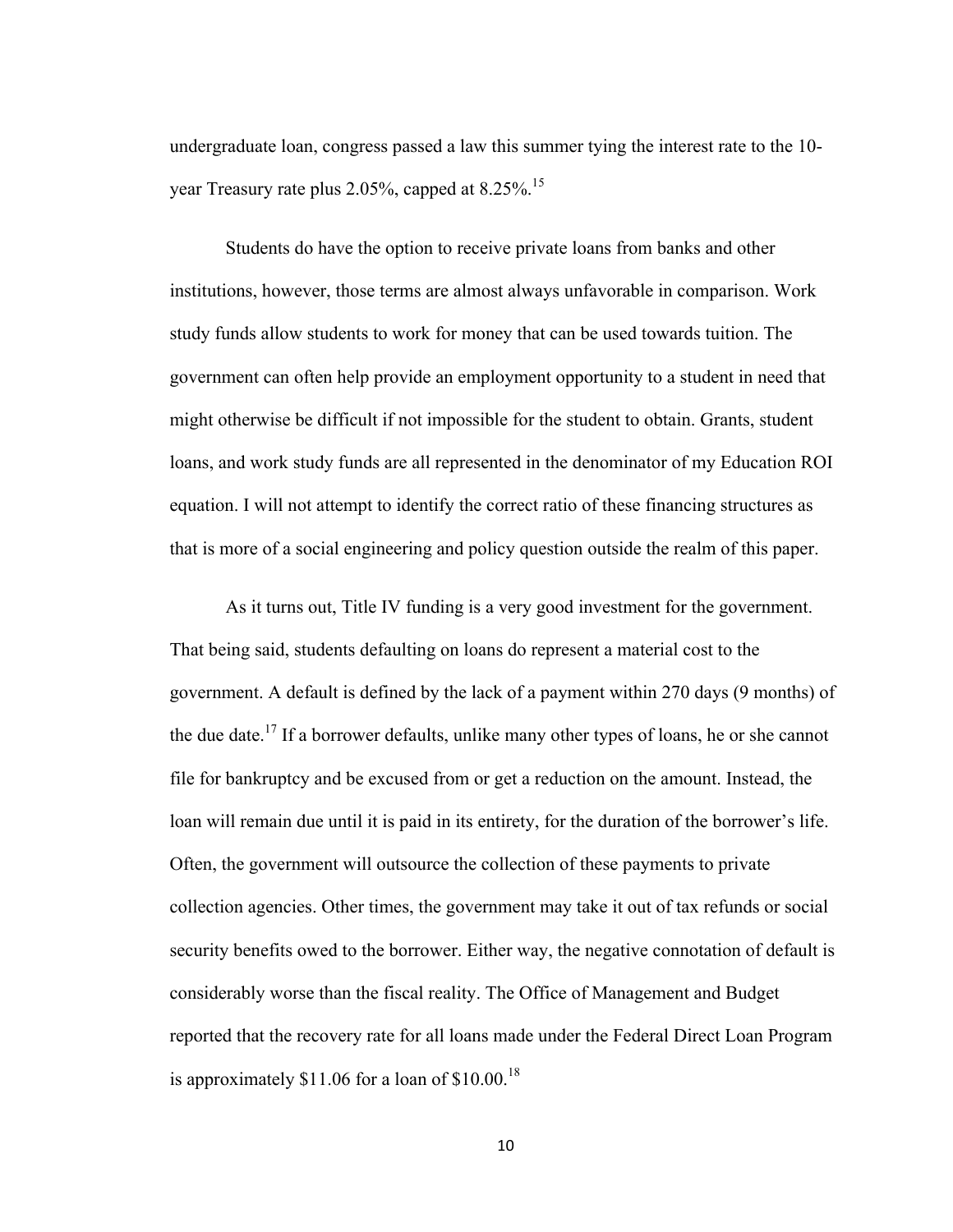undergraduate loan, congress passed a law this summer tying the interest rate to the 10-year Treasury rate plus 2.05%, capped at 8.25%.[15]

Students do have the option to receive private loans from banks and other institutions, however, those terms are almost always unfavorable in comparison. Work study funds allow students to work for money that can be used towards tuition. The government can often help provide an employment opportunity to a student in need that might otherwise be difficult if not impossible for the student to obtain. Grants, student loans, and work study funds are all represented in the denominator of my Education ROI equation. I will not attempt to identify the correct ratio of these financing structures as that is more of a social engineering and policy question outside the realm of this paper.

As it turns out, Title IV funding is a very good investment for the government. That being said, students defaulting on loans do represent a material cost to the government. A default is defined by the lack of a payment within 270 days (9 months) of the due date.[17] If a borrower defaults, unlike many other types of loans, he or she cannot file for bankruptcy and be excused from or get a reduction on the amount. Instead, the loan will remain due until it is paid in its entirety, for the duration of the borrower's life. Often, the government will outsource the collection of these payments to private collection agencies. Other times, the government may take it out of tax refunds or social security benefits owed to the borrower. Either way, the negative connotation of default is considerably worse than the fiscal reality. The Office of Management and Budget reported that the recovery rate for all loans made under the Federal Direct Loan Program is approximately $11.06 for a loan of $10.00.[18]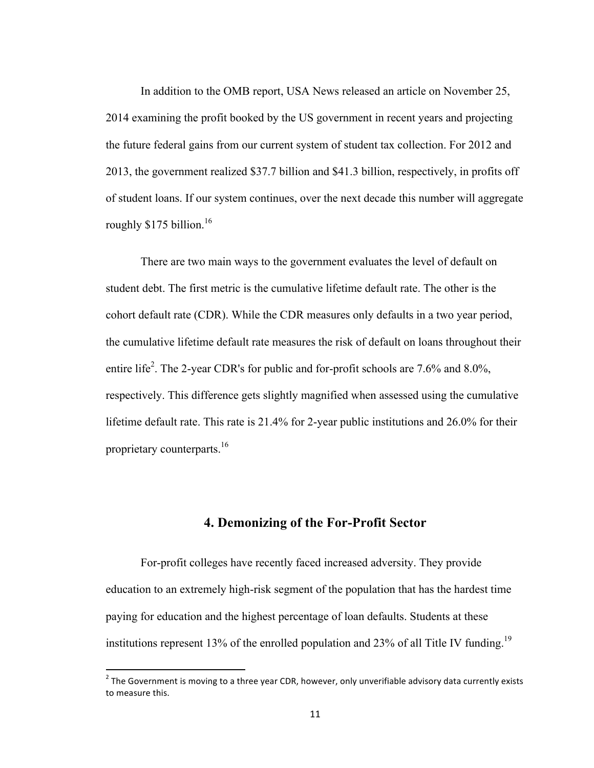In addition to the OMB report, USA News released an article on November 25, 2014 examining the profit booked by the US government in recent years and projecting the future federal gains from our current system of student tax collection. For 2012 and 2013, the government realized $37.7 billion and $41.3 billion, respectively, in profits off of student loans. If our system continues, over the next decade this number will aggregate roughly $175 billion.[16]

There are two main ways to the government evaluates the level of default on student debt. The first metric is the cumulative lifetime default rate. The other is the cohort default rate (CDR). While the CDR measures only defaults in a two year period, the cumulative lifetime default rate measures the risk of default on loans throughout their entire life[2]. The 2-year CDR's for public and for-profit schools are 7.6% and 8.0%, respectively. This difference gets slightly magnified when assessed using the cumulative lifetime default rate. This rate is 21.4% for 2-year public institutions and 26.0% for their proprietary counterparts.[16]

## 4. Demonizing of the For-Profit Sector

For-profit colleges have recently faced increased adversity. They provide education to an extremely high-risk segment of the population that has the hardest time paying for education and the highest percentage of loan defaults. Students at these institutions represent 13% of the enrolled population and 23% of all Title IV funding.[19]

---

[2] The Government is moving to a three year CDR, however, only unverifiable advisory data currently exists to measure this.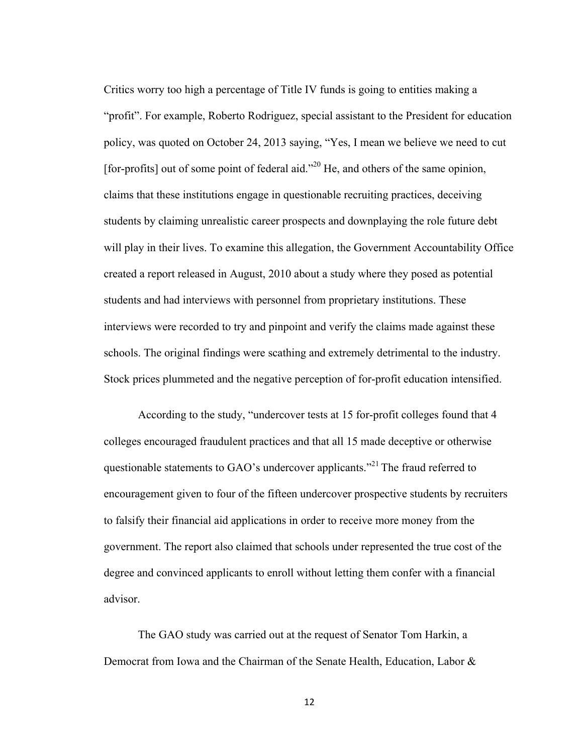Critics worry too high a percentage of Title IV funds is going to entities making a "profit". For example, Roberto Rodriguez, special assistant to the President for education policy, was quoted on October 24, 2013 saying, "Yes, I mean we believe we need to cut [for-profits] out of some point of federal aid."[20] He, and others of the same opinion, claims that these institutions engage in questionable recruiting practices, deceiving students by claiming unrealistic career prospects and downplaying the role future debt will play in their lives. To examine this allegation, the Government Accountability Office created a report released in August, 2010 about a study where they posed as potential students and had interviews with personnel from proprietary institutions. These interviews were recorded to try and pinpoint and verify the claims made against these schools. The original findings were scathing and extremely detrimental to the industry. Stock prices plummeted and the negative perception of for-profit education intensified.

According to the study, "undercover tests at 15 for-profit colleges found that 4 colleges encouraged fraudulent practices and that all 15 made deceptive or otherwise questionable statements to GAO's undercover applicants."[21] The fraud referred to encouragement given to four of the fifteen undercover prospective students by recruiters to falsify their financial aid applications in order to receive more money from the government. The report also claimed that schools under represented the true cost of the degree and convinced applicants to enroll without letting them confer with a financial advisor.

The GAO study was carried out at the request of Senator Tom Harkin, a Democrat from Iowa and the Chairman of the Senate Health, Education, Labor &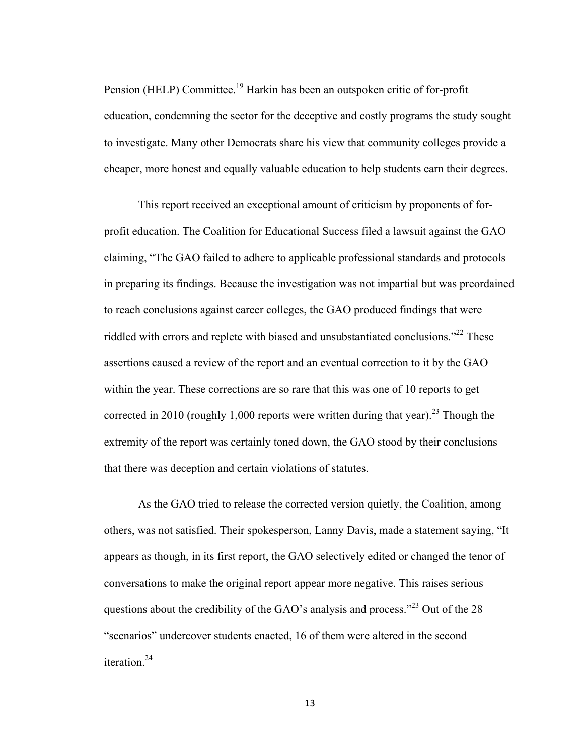Pension (HELP) Committee.[19] Harkin has been an outspoken critic of for-profit education, condemning the sector for the deceptive and costly programs the study sought to investigate. Many other Democrats share his view that community colleges provide a cheaper, more honest and equally valuable education to help students earn their degrees.

This report received an exceptional amount of criticism by proponents of for-profit education. The Coalition for Educational Success filed a lawsuit against the GAO claiming, "The GAO failed to adhere to applicable professional standards and protocols in preparing its findings. Because the investigation was not impartial but was preordained to reach conclusions against career colleges, the GAO produced findings that were riddled with errors and replete with biased and unsubstantiated conclusions."[22] These assertions caused a review of the report and an eventual correction to it by the GAO within the year. These corrections are so rare that this was one of 10 reports to get corrected in 2010 (roughly 1,000 reports were written during that year).[23] Though the extremity of the report was certainly toned down, the GAO stood by their conclusions that there was deception and certain violations of statutes.

As the GAO tried to release the corrected version quietly, the Coalition, among others, was not satisfied. Their spokesperson, Lanny Davis, made a statement saying, "It appears as though, in its first report, the GAO selectively edited or changed the tenor of conversations to make the original report appear more negative. This raises serious questions about the credibility of the GAO's analysis and process."[23] Out of the 28 "scenarios" undercover students enacted, 16 of them were altered in the second iteration.[24]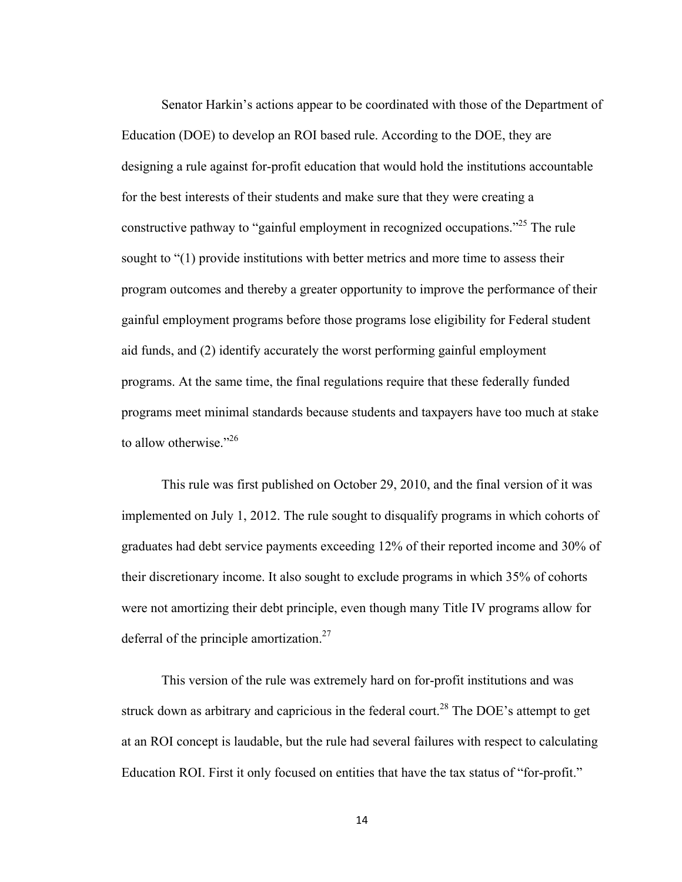Senator Harkin's actions appear to be coordinated with those of the Department of Education (DOE) to develop an ROI based rule. According to the DOE, they are designing a rule against for-profit education that would hold the institutions accountable for the best interests of their students and make sure that they were creating a constructive pathway to "gainful employment in recognized occupations."[25] The rule sought to "(1) provide institutions with better metrics and more time to assess their program outcomes and thereby a greater opportunity to improve the performance of their gainful employment programs before those programs lose eligibility for Federal student aid funds, and (2) identify accurately the worst performing gainful employment programs. At the same time, the final regulations require that these federally funded programs meet minimal standards because students and taxpayers have too much at stake to allow otherwise."[26]

This rule was first published on October 29, 2010, and the final version of it was implemented on July 1, 2012. The rule sought to disqualify programs in which cohorts of graduates had debt service payments exceeding 12% of their reported income and 30% of their discretionary income. It also sought to exclude programs in which 35% of cohorts were not amortizing their debt principle, even though many Title IV programs allow for deferral of the principle amortization.[27]

This version of the rule was extremely hard on for-profit institutions and was struck down as arbitrary and capricious in the federal court.[28] The DOE's attempt to get at an ROI concept is laudable, but the rule had several failures with respect to calculating Education ROI. First it only focused on entities that have the tax status of "for-profit."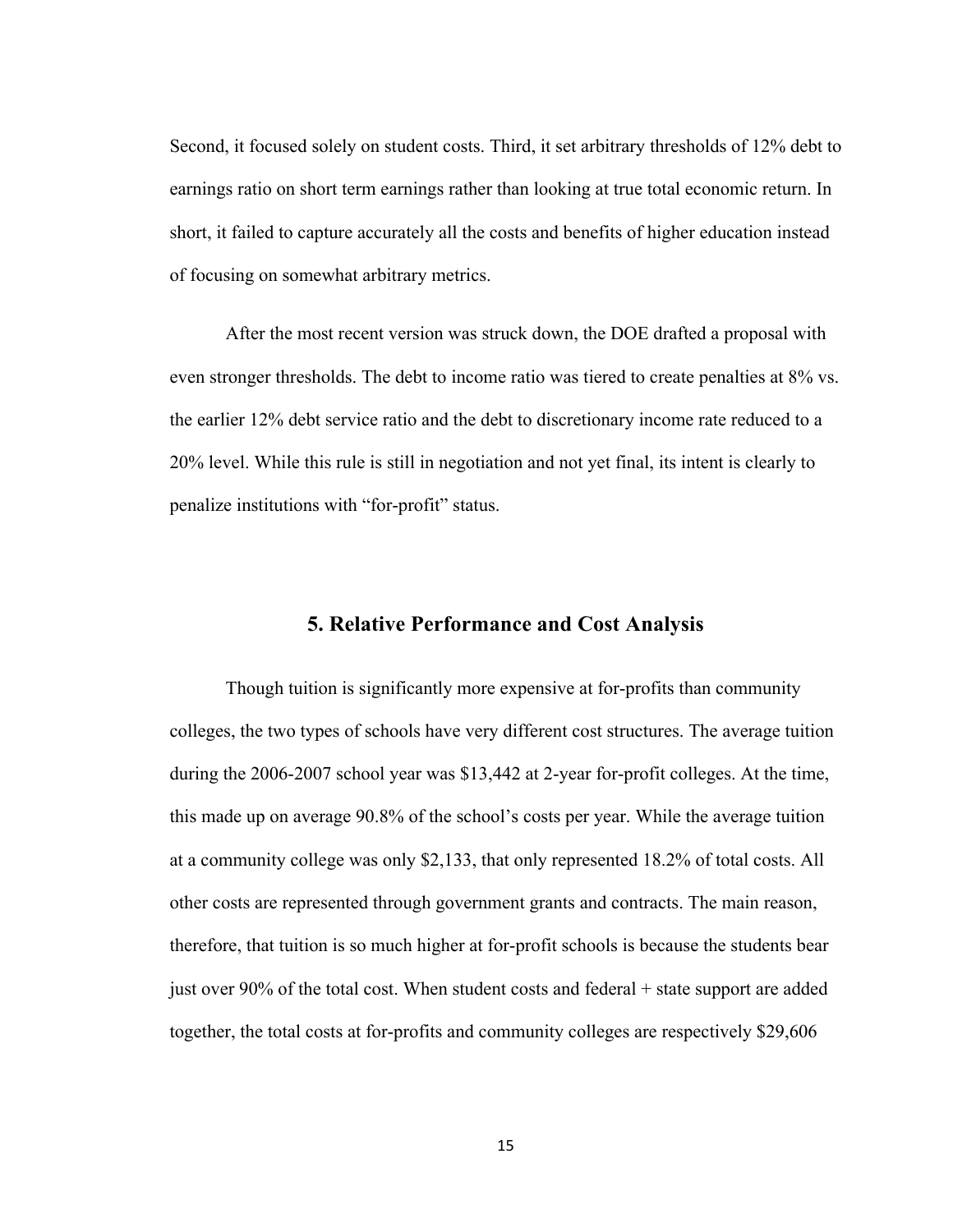Second, it focused solely on student costs. Third, it set arbitrary thresholds of 12% debt to earnings ratio on short term earnings rather than looking at true total economic return. In short, it failed to capture accurately all the costs and benefits of higher education instead of focusing on somewhat arbitrary metrics.

After the most recent version was struck down, the DOE drafted a proposal with even stronger thresholds. The debt to income ratio was tiered to create penalties at 8% vs. the earlier 12% debt service ratio and the debt to discretionary income rate reduced to a 20% level. While this rule is still in negotiation and not yet final, its intent is clearly to penalize institutions with "for-profit" status.

## 5. Relative Performance and Cost Analysis

Though tuition is significantly more expensive at for-profits than community colleges, the two types of schools have very different cost structures. The average tuition during the 2006-2007 school year was $13,442 at 2-year for-profit colleges. At the time, this made up on average 90.8% of the school's costs per year. While the average tuition at a community college was only $2,133, that only represented 18.2% of total costs. All other costs are represented through government grants and contracts. The main reason, therefore, that tuition is so much higher at for-profit schools is because the students bear just over 90% of the total cost. When student costs and federal + state support are added together, the total costs at for-profits and community colleges are respectively $29,606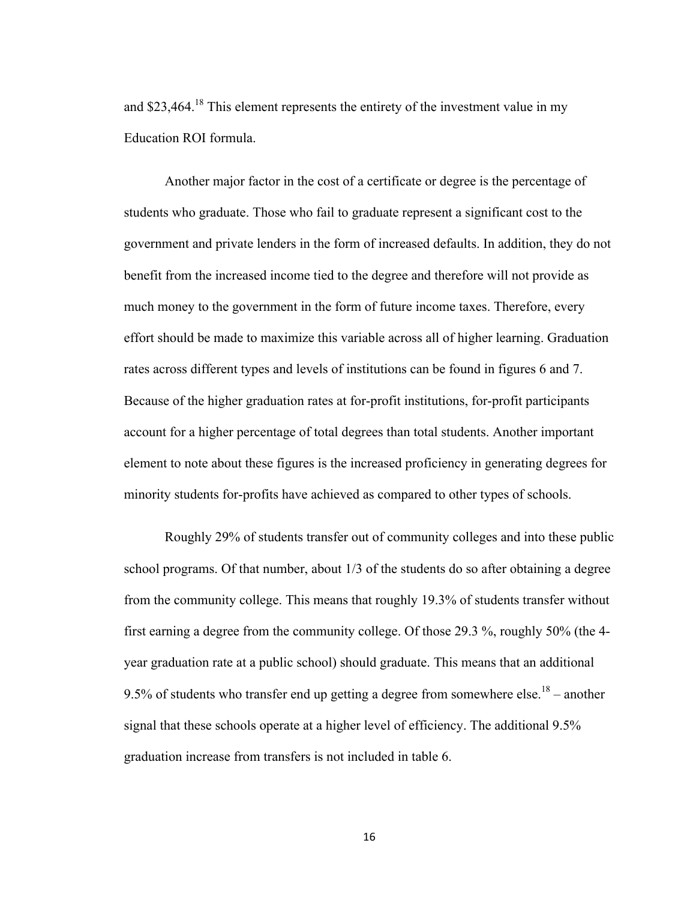and $23,464.[18] This element represents the entirety of the investment value in my Education ROI formula.

Another major factor in the cost of a certificate or degree is the percentage of students who graduate. Those who fail to graduate represent a significant cost to the government and private lenders in the form of increased defaults. In addition, they do not benefit from the increased income tied to the degree and therefore will not provide as much money to the government in the form of future income taxes. Therefore, every effort should be made to maximize this variable across all of higher learning. Graduation rates across different types and levels of institutions can be found in figures 6 and 7. Because of the higher graduation rates at for-profit institutions, for-profit participants account for a higher percentage of total degrees than total students. Another important element to note about these figures is the increased proficiency in generating degrees for minority students for-profits have achieved as compared to other types of schools.

Roughly 29% of students transfer out of community colleges and into these public school programs. Of that number, about 1/3 of the students do so after obtaining a degree from the community college. This means that roughly 19.3% of students transfer without first earning a degree from the community college. Of those 29.3 %, roughly 50% (the 4-year graduation rate at a public school) should graduate. This means that an additional 9.5% of students who transfer end up getting a degree from somewhere else.[18] – another signal that these schools operate at a higher level of efficiency. The additional 9.5% graduation increase from transfers is not included in table 6.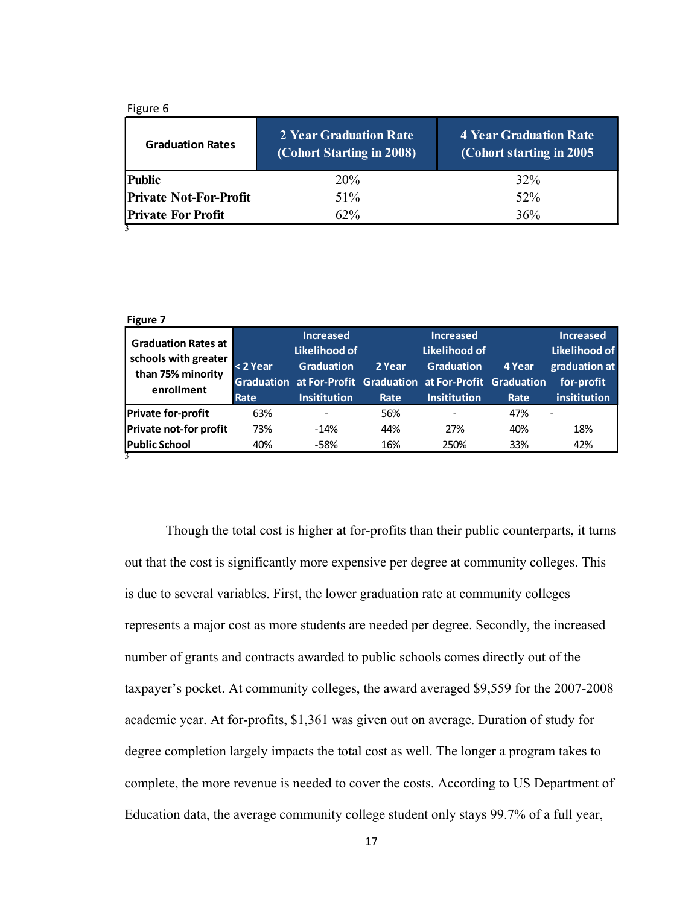Figure 6

| Graduation Rates | 2 Year Graduation Rate (Cohort Starting in 2008) | 4 Year Graduation Rate (Cohort starting in 2005 |
|---|---|---|
| **Public** | 20% | 32% |
| **Private Not-For-Profit** | 51% | 52% |
| **Private For Profit** | 62% | 36% |

3

**Figure 7**

| Graduation Rates at schools with greater than 75% minority enrollment | < 2 Year Graduation Rate | Increased Likelihood of Graduation at For-Profit Insititution | 2 Year Graduation Rate | Increased Likelihood of Graduation at For-Profit Insititution | 4 Year Graduation Rate | Increased Likelihood of graduation at for-profit insititution |
|---|---|---|---|---|---|---|
| **Private for-profit** | 63% | - | 56% | - | 47% | - |
| **Private not-for profit** | 73% | -14% | 44% | 27% | 40% | 18% |
| **Public School** | 40% | -58% | 16% | 250% | 33% | 42% |

3

Though the total cost is higher at for-profits than their public counterparts, it turns out that the cost is significantly more expensive per degree at community colleges. This is due to several variables. First, the lower graduation rate at community colleges represents a major cost as more students are needed per degree. Secondly, the increased number of grants and contracts awarded to public schools comes directly out of the taxpayer's pocket. At community colleges, the award averaged $9,559 for the 2007-2008 academic year. At for-profits, $1,361 was given out on average. Duration of study for degree completion largely impacts the total cost as well. The longer a program takes to complete, the more revenue is needed to cover the costs. According to US Department of Education data, the average community college student only stays 99.7% of a full year,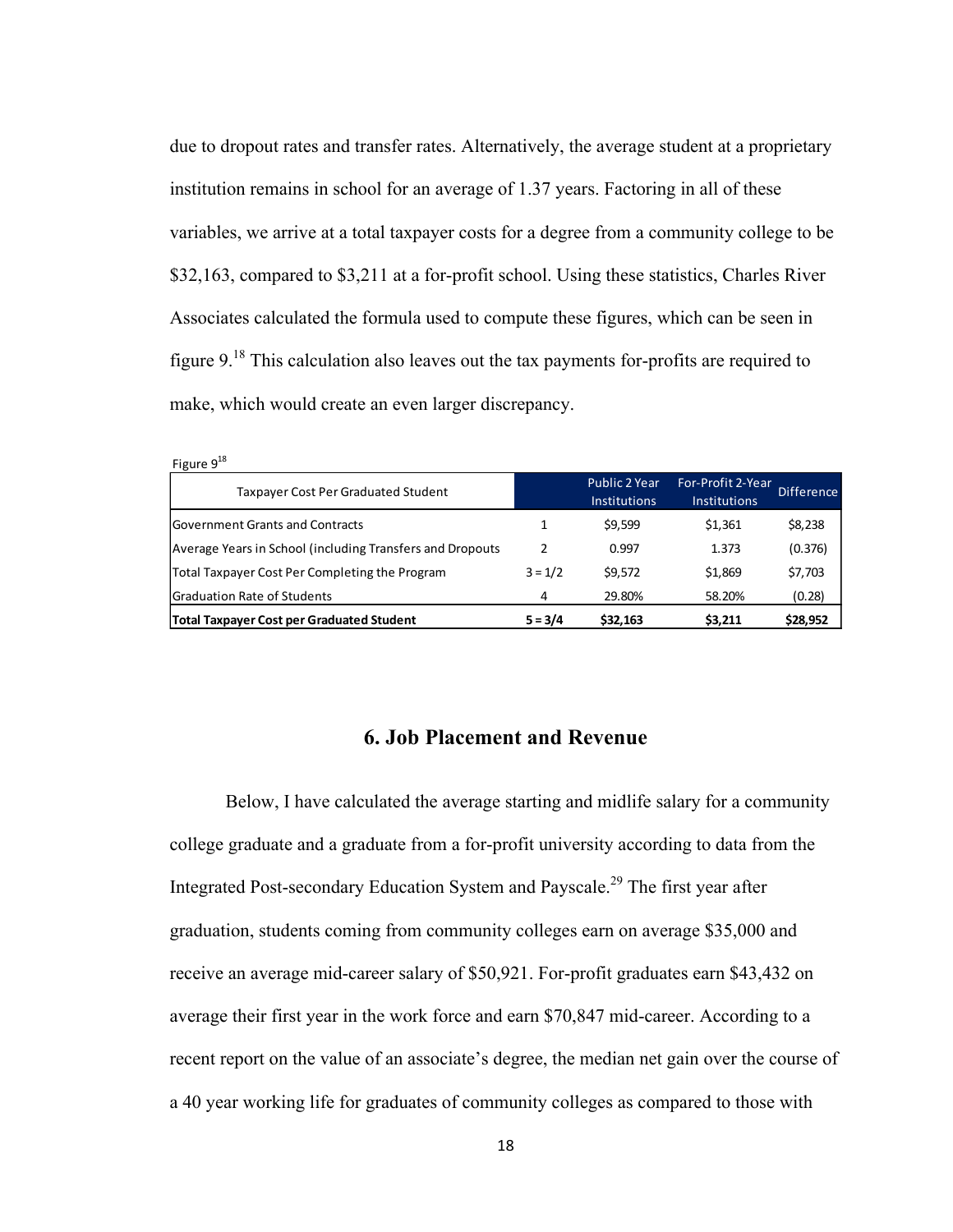due to dropout rates and transfer rates. Alternatively, the average student at a proprietary institution remains in school for an average of 1.37 years. Factoring in all of these variables, we arrive at a total taxpayer costs for a degree from a community college to be $32,163, compared to $3,211 at a for-profit school. Using these statistics, Charles River Associates calculated the formula used to compute these figures, which can be seen in figure 9.[18] This calculation also leaves out the tax payments for-profits are required to make, which would create an even larger discrepancy.

Figure 9[18]

| Taxpayer Cost Per Graduated Student | | Public 2 Year Institutions | For-Profit 2-Year Institutions | Difference |
|---|---|---|---|---|
| Government Grants and Contracts | 1 | $9,599 | $1,361 | $8,238 |
| Average Years in School (including Transfers and Dropouts | 2 | 0.997 | 1.373 | (0.376) |
| Total Taxpayer Cost Per Completing the Program | 3 = 1/2 | $9,572 | $1,869 | $7,703 |
| Graduation Rate of Students | 4 | 29.80% | 58.20% | (0.28) |
| **Total Taxpayer Cost per Graduated Student** | **5 = 3/4** | **$32,163** | **$3,211** | **$28,952** |

## 6. Job Placement and Revenue

Below, I have calculated the average starting and midlife salary for a community college graduate and a graduate from a for-profit university according to data from the Integrated Post-secondary Education System and Payscale.[29] The first year after graduation, students coming from community colleges earn on average $35,000 and receive an average mid-career salary of $50,921. For-profit graduates earn $43,432 on average their first year in the work force and earn $70,847 mid-career. According to a recent report on the value of an associate's degree, the median net gain over the course of a 40 year working life for graduates of community colleges as compared to those with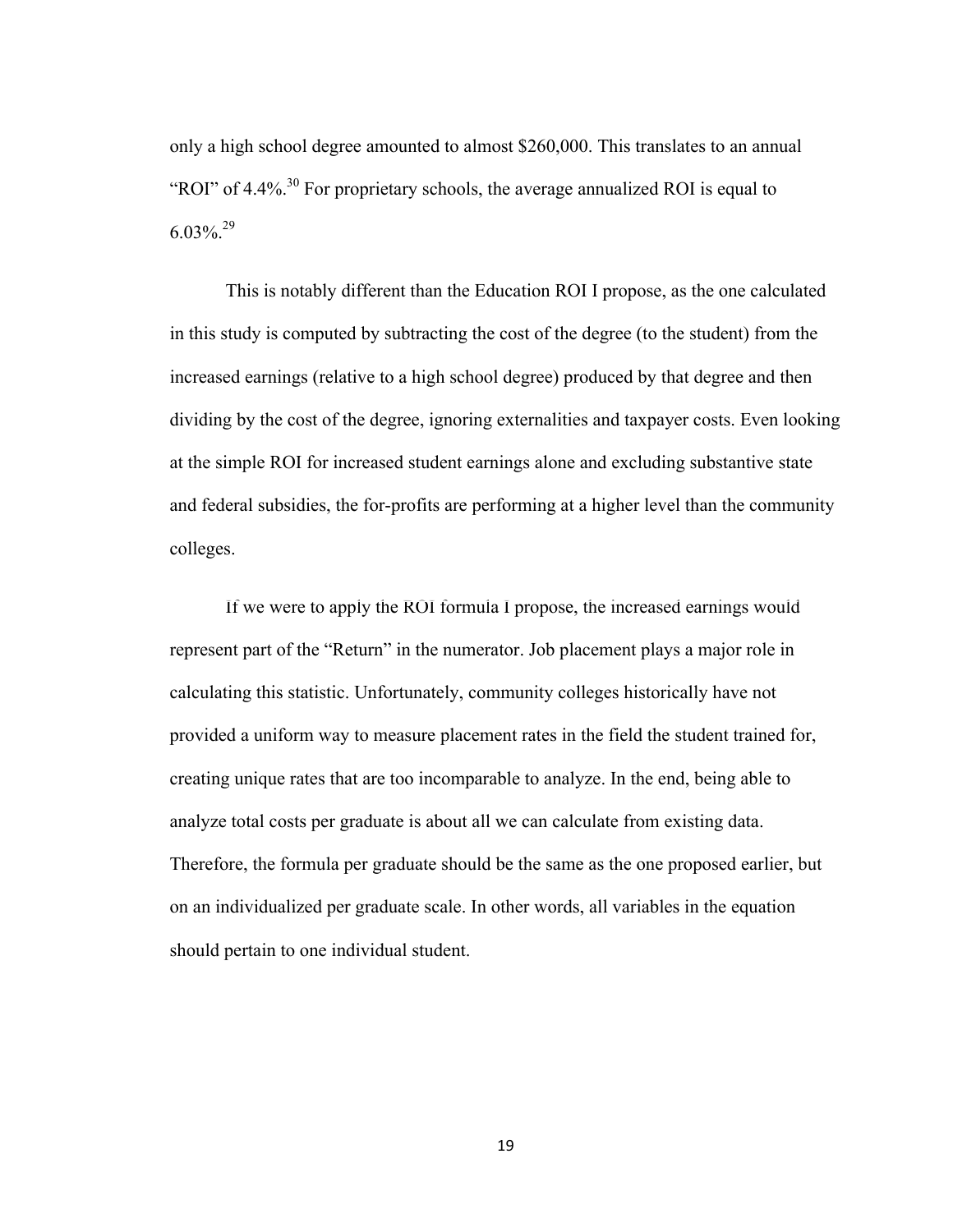only a high school degree amounted to almost $260,000. This translates to an annual "ROI" of 4.4%.[30] For proprietary schools, the average annualized ROI is equal to 6.03%.[29]

This is notably different than the Education ROI I propose, as the one calculated in this study is computed by subtracting the cost of the degree (to the student) from the increased earnings (relative to a high school degree) produced by that degree and then dividing by the cost of the degree, ignoring externalities and taxpayer costs. Even looking at the simple ROI for increased student earnings alone and excluding substantive state and federal subsidies, the for-profits are performing at a higher level than the community colleges.

If we were to apply the ROI formula I propose, the increased earnings would represent part of the "Return" in the numerator. Job placement plays a major role in calculating this statistic. Unfortunately, community colleges historically have not provided a uniform way to measure placement rates in the field the student trained for, creating unique rates that are too incomparable to analyze. In the end, being able to analyze total costs per graduate is about all we can calculate from existing data. Therefore, the formula per graduate should be the same as the one proposed earlier, but on an individualized per graduate scale. In other words, all variables in the equation should pertain to one individual student.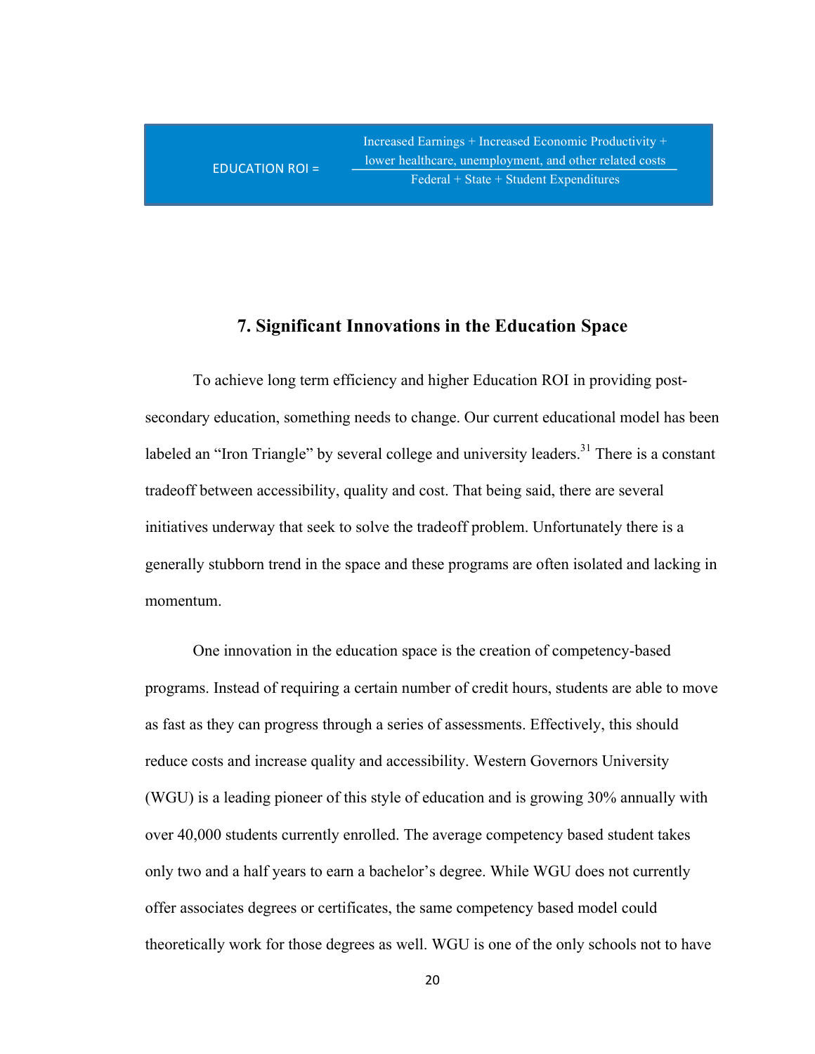$$\text{EDUCATION ROI} = \frac{\text{Increased Earnings + Increased Economic Productivity + lower healthcare, unemployment, and other related costs}}{\text{Federal + State + Student Expenditures}}$$

## 7. Significant Innovations in the Education Space

To achieve long term efficiency and higher Education ROI in providing post-secondary education, something needs to change. Our current educational model has been labeled an "Iron Triangle" by several college and university leaders.[31] There is a constant tradeoff between accessibility, quality and cost. That being said, there are several initiatives underway that seek to solve the tradeoff problem. Unfortunately there is a generally stubborn trend in the space and these programs are often isolated and lacking in momentum.

One innovation in the education space is the creation of competency-based programs. Instead of requiring a certain number of credit hours, students are able to move as fast as they can progress through a series of assessments. Effectively, this should reduce costs and increase quality and accessibility. Western Governors University (WGU) is a leading pioneer of this style of education and is growing 30% annually with over 40,000 students currently enrolled. The average competency based student takes only two and a half years to earn a bachelor's degree. While WGU does not currently offer associates degrees or certificates, the same competency based model could theoretically work for those degrees as well. WGU is one of the only schools not to have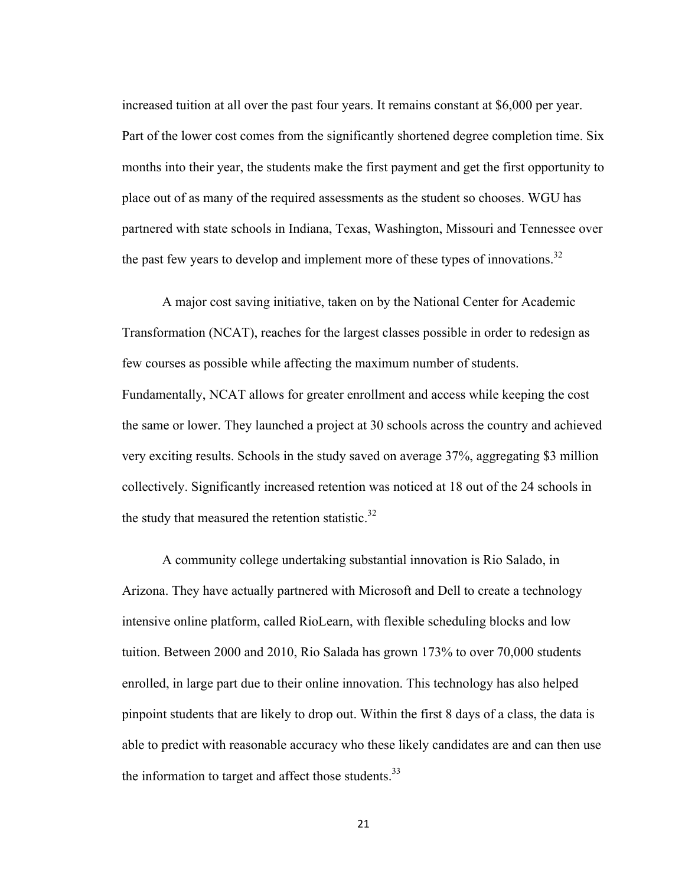increased tuition at all over the past four years. It remains constant at $6,000 per year. Part of the lower cost comes from the significantly shortened degree completion time. Six months into their year, the students make the first payment and get the first opportunity to place out of as many of the required assessments as the student so chooses. WGU has partnered with state schools in Indiana, Texas, Washington, Missouri and Tennessee over the past few years to develop and implement more of these types of innovations.[32]

A major cost saving initiative, taken on by the National Center for Academic Transformation (NCAT), reaches for the largest classes possible in order to redesign as few courses as possible while affecting the maximum number of students. Fundamentally, NCAT allows for greater enrollment and access while keeping the cost the same or lower. They launched a project at 30 schools across the country and achieved very exciting results. Schools in the study saved on average 37%, aggregating $3 million collectively. Significantly increased retention was noticed at 18 out of the 24 schools in the study that measured the retention statistic.[32]

A community college undertaking substantial innovation is Rio Salado, in Arizona. They have actually partnered with Microsoft and Dell to create a technology intensive online platform, called RioLearn, with flexible scheduling blocks and low tuition. Between 2000 and 2010, Rio Salada has grown 173% to over 70,000 students enrolled, in large part due to their online innovation. This technology has also helped pinpoint students that are likely to drop out. Within the first 8 days of a class, the data is able to predict with reasonable accuracy who these likely candidates are and can then use the information to target and affect those students.[33]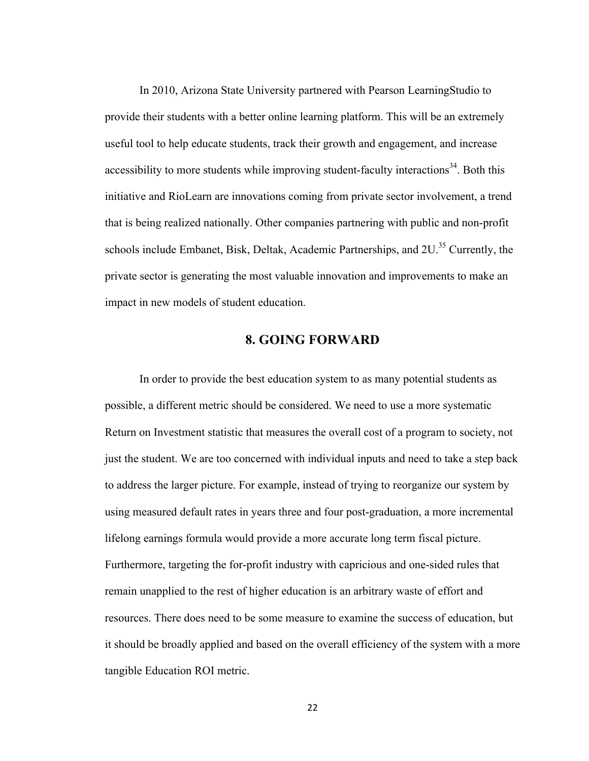In 2010, Arizona State University partnered with Pearson LearningStudio to provide their students with a better online learning platform. This will be an extremely useful tool to help educate students, track their growth and engagement, and increase accessibility to more students while improving student-faculty interactions[34]. Both this initiative and RioLearn are innovations coming from private sector involvement, a trend that is being realized nationally. Other companies partnering with public and non-profit schools include Embanet, Bisk, Deltak, Academic Partnerships, and 2U.[35] Currently, the private sector is generating the most valuable innovation and improvements to make an impact in new models of student education.

## 8. GOING FORWARD

In order to provide the best education system to as many potential students as possible, a different metric should be considered. We need to use a more systematic Return on Investment statistic that measures the overall cost of a program to society, not just the student. We are too concerned with individual inputs and need to take a step back to address the larger picture. For example, instead of trying to reorganize our system by using measured default rates in years three and four post-graduation, a more incremental lifelong earnings formula would provide a more accurate long term fiscal picture. Furthermore, targeting the for-profit industry with capricious and one-sided rules that remain unapplied to the rest of higher education is an arbitrary waste of effort and resources. There does need to be some measure to examine the success of education, but it should be broadly applied and based on the overall efficiency of the system with a more tangible Education ROI metric.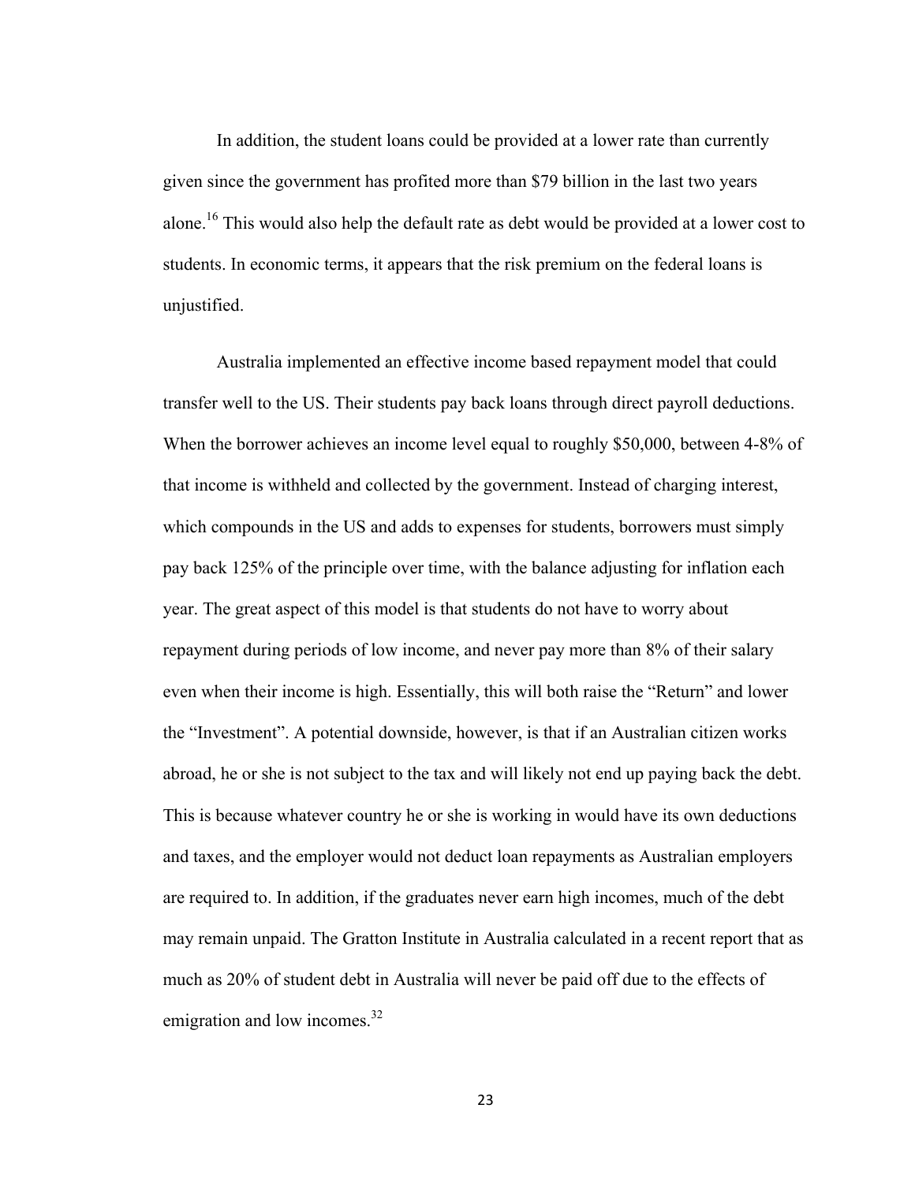In addition, the student loans could be provided at a lower rate than currently given since the government has profited more than $79 billion in the last two years alone.[16] This would also help the default rate as debt would be provided at a lower cost to students. In economic terms, it appears that the risk premium on the federal loans is unjustified.

Australia implemented an effective income based repayment model that could transfer well to the US. Their students pay back loans through direct payroll deductions. When the borrower achieves an income level equal to roughly $50,000, between 4-8% of that income is withheld and collected by the government. Instead of charging interest, which compounds in the US and adds to expenses for students, borrowers must simply pay back 125% of the principle over time, with the balance adjusting for inflation each year. The great aspect of this model is that students do not have to worry about repayment during periods of low income, and never pay more than 8% of their salary even when their income is high. Essentially, this will both raise the "Return" and lower the "Investment". A potential downside, however, is that if an Australian citizen works abroad, he or she is not subject to the tax and will likely not end up paying back the debt. This is because whatever country he or she is working in would have its own deductions and taxes, and the employer would not deduct loan repayments as Australian employers are required to. In addition, if the graduates never earn high incomes, much of the debt may remain unpaid. The Gratton Institute in Australia calculated in a recent report that as much as 20% of student debt in Australia will never be paid off due to the effects of emigration and low incomes.[32]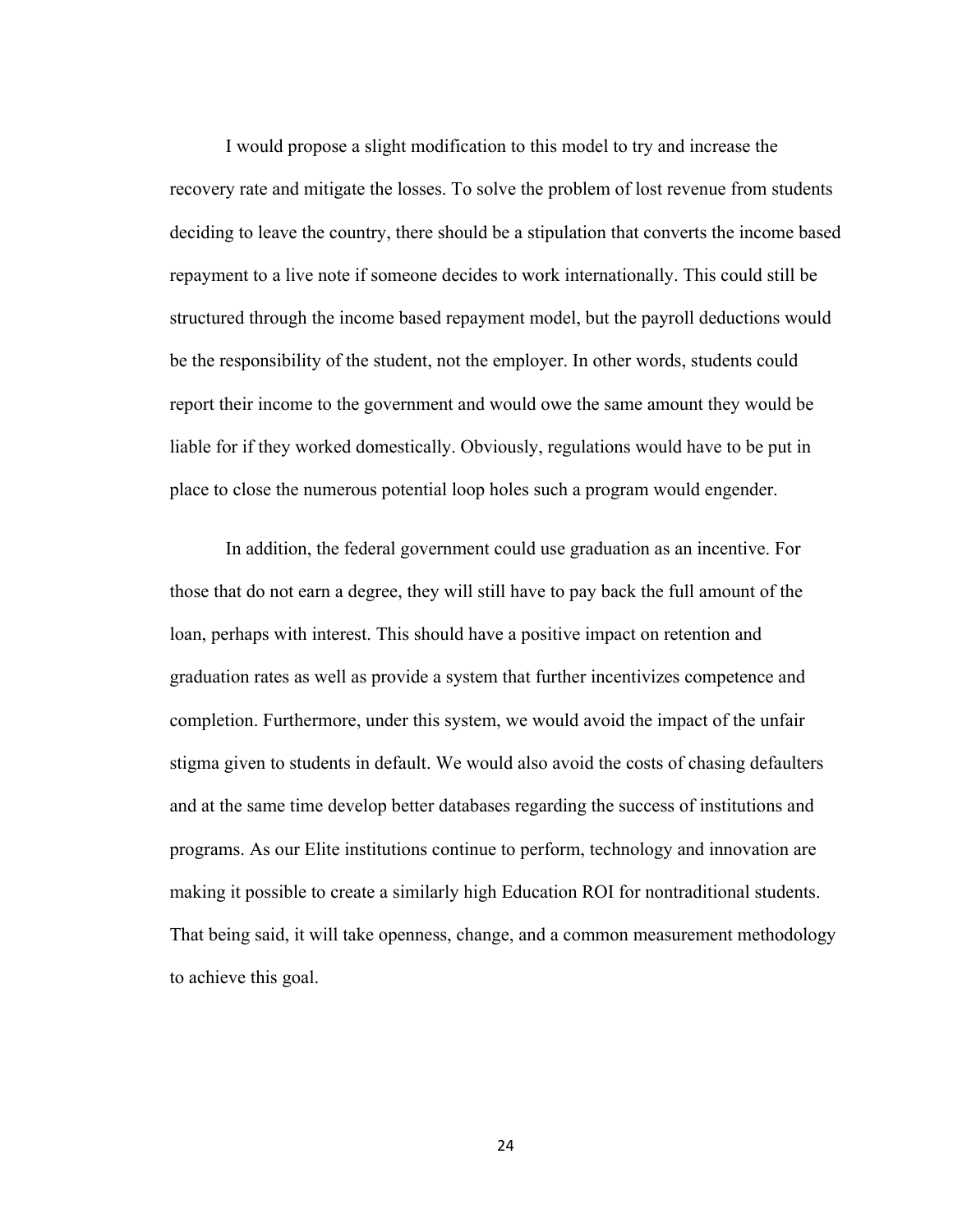I would propose a slight modification to this model to try and increase the recovery rate and mitigate the losses. To solve the problem of lost revenue from students deciding to leave the country, there should be a stipulation that converts the income based repayment to a live note if someone decides to work internationally. This could still be structured through the income based repayment model, but the payroll deductions would be the responsibility of the student, not the employer. In other words, students could report their income to the government and would owe the same amount they would be liable for if they worked domestically. Obviously, regulations would have to be put in place to close the numerous potential loop holes such a program would engender.

In addition, the federal government could use graduation as an incentive. For those that do not earn a degree, they will still have to pay back the full amount of the loan, perhaps with interest. This should have a positive impact on retention and graduation rates as well as provide a system that further incentivizes competence and completion. Furthermore, under this system, we would avoid the impact of the unfair stigma given to students in default. We would also avoid the costs of chasing defaulters and at the same time develop better databases regarding the success of institutions and programs. As our Elite institutions continue to perform, technology and innovation are making it possible to create a similarly high Education ROI for nontraditional students. That being said, it will take openness, change, and a common measurement methodology to achieve this goal.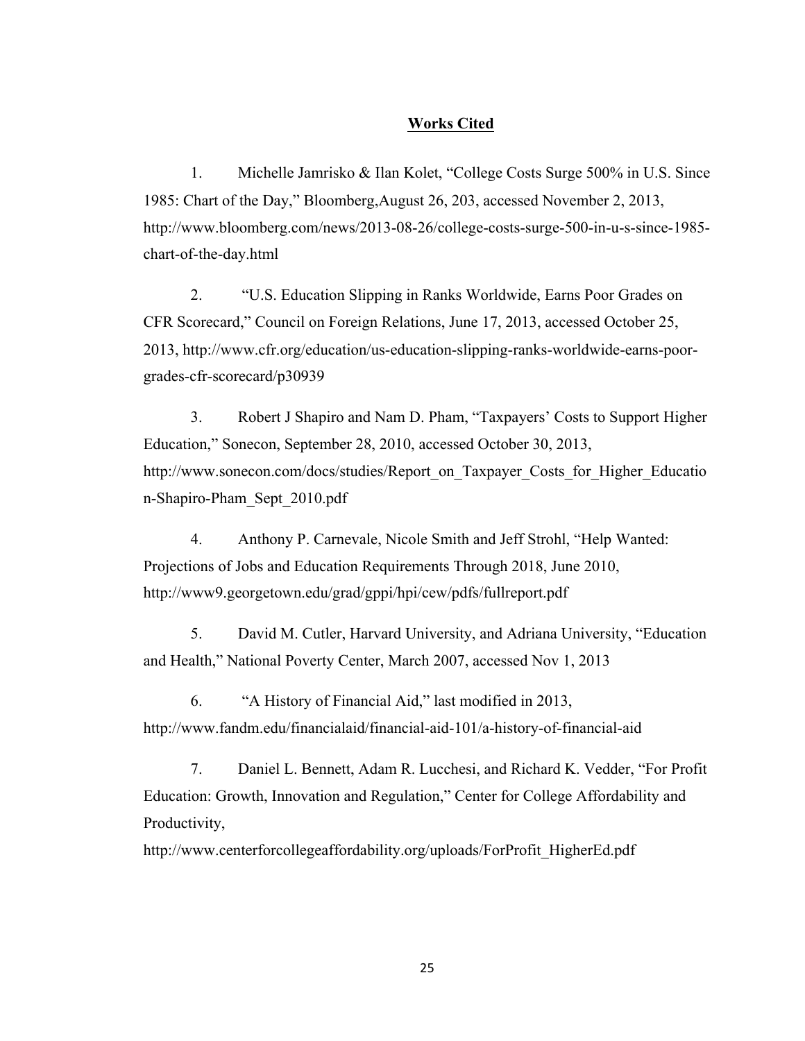# Works Cited

1. Michelle Jamrisko & Ilan Kolet, "College Costs Surge 500% in U.S. Since 1985: Chart of the Day," Bloomberg,August 26, 203, accessed November 2, 2013, http://www.bloomberg.com/news/2013-08-26/college-costs-surge-500-in-u-s-since-1985-chart-of-the-day.html

2. "U.S. Education Slipping in Ranks Worldwide, Earns Poor Grades on CFR Scorecard," Council on Foreign Relations, June 17, 2013, accessed October 25, 2013, http://www.cfr.org/education/us-education-slipping-ranks-worldwide-earns-poor-grades-cfr-scorecard/p30939

3. Robert J Shapiro and Nam D. Pham, "Taxpayers' Costs to Support Higher Education," Sonecon, September 28, 2010, accessed October 30, 2013, http://www.sonecon.com/docs/studies/Report_on_Taxpayer_Costs_for_Higher_Education-Shapiro-Pham_Sept_2010.pdf

4. Anthony P. Carnevale, Nicole Smith and Jeff Strohl, "Help Wanted: Projections of Jobs and Education Requirements Through 2018, June 2010, http://www9.georgetown.edu/grad/gppi/hpi/cew/pdfs/fullreport.pdf

5. David M. Cutler, Harvard University, and Adriana University, "Education and Health," National Poverty Center, March 2007, accessed Nov 1, 2013

6. "A History of Financial Aid," last modified in 2013, http://www.fandm.edu/financialaid/financial-aid-101/a-history-of-financial-aid

7. Daniel L. Bennett, Adam R. Lucchesi, and Richard K. Vedder, "For Profit Education: Growth, Innovation and Regulation," Center for College Affordability and Productivity, http://www.centerforcollegeaffordability.org/uploads/ForProfit_HigherEd.pdf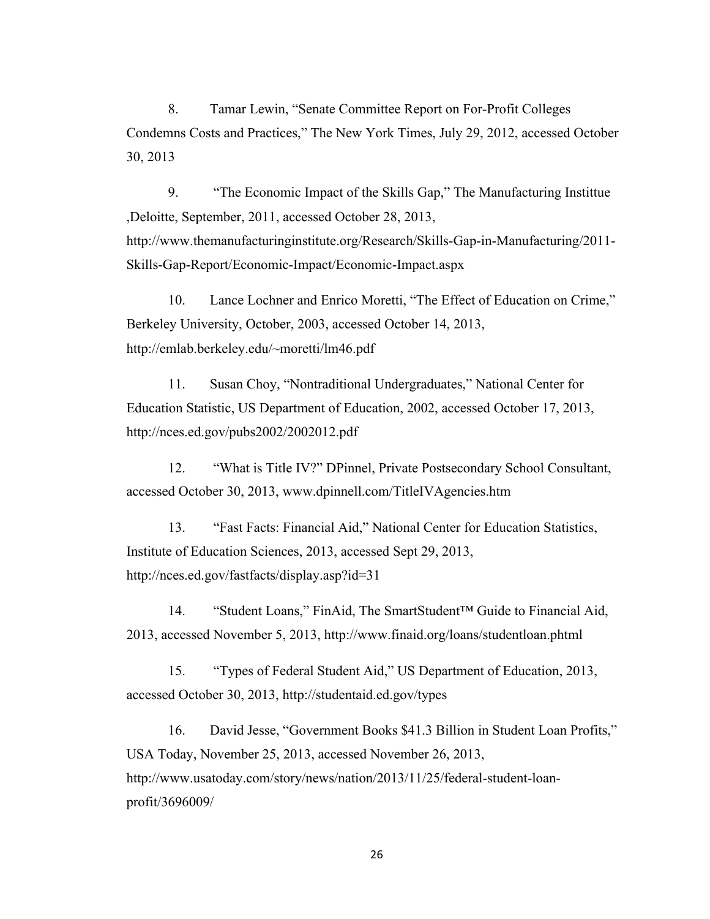8. Tamar Lewin, “Senate Committee Report on For-Profit Colleges Condemns Costs and Practices,” The New York Times, July 29, 2012, accessed October 30, 2013

9. “The Economic Impact of the Skills Gap,” The Manufacturing Instittue ,Deloitte, September, 2011, accessed October 28, 2013, http://www.themanufacturinginstitute.org/Research/Skills-Gap-in-Manufacturing/2011-Skills-Gap-Report/Economic-Impact/Economic-Impact.aspx

10. Lance Lochner and Enrico Moretti, “The Effect of Education on Crime,” Berkeley University, October, 2003, accessed October 14, 2013, http://emlab.berkeley.edu/~moretti/lm46.pdf

11. Susan Choy, “Nontraditional Undergraduates,” National Center for Education Statistic, US Department of Education, 2002, accessed October 17, 2013, http://nces.ed.gov/pubs2002/2002012.pdf

12. “What is Title IV?” DPinnel, Private Postsecondary School Consultant, accessed October 30, 2013, www.dpinnell.com/TitleIVAgencies.htm

13. “Fast Facts: Financial Aid,” National Center for Education Statistics, Institute of Education Sciences, 2013, accessed Sept 29, 2013, http://nces.ed.gov/fastfacts/display.asp?id=31

14. “Student Loans,” FinAid, The SmartStudent™ Guide to Financial Aid, 2013, accessed November 5, 2013, http://www.finaid.org/loans/studentloan.phtml

15. “Types of Federal Student Aid,” US Department of Education, 2013, accessed October 30, 2013, http://studentaid.ed.gov/types

16. David Jesse, “Government Books $41.3 Billion in Student Loan Profits,” USA Today, November 25, 2013, accessed November 26, 2013, http://www.usatoday.com/story/news/nation/2013/11/25/federal-student-loan-profit/3696009/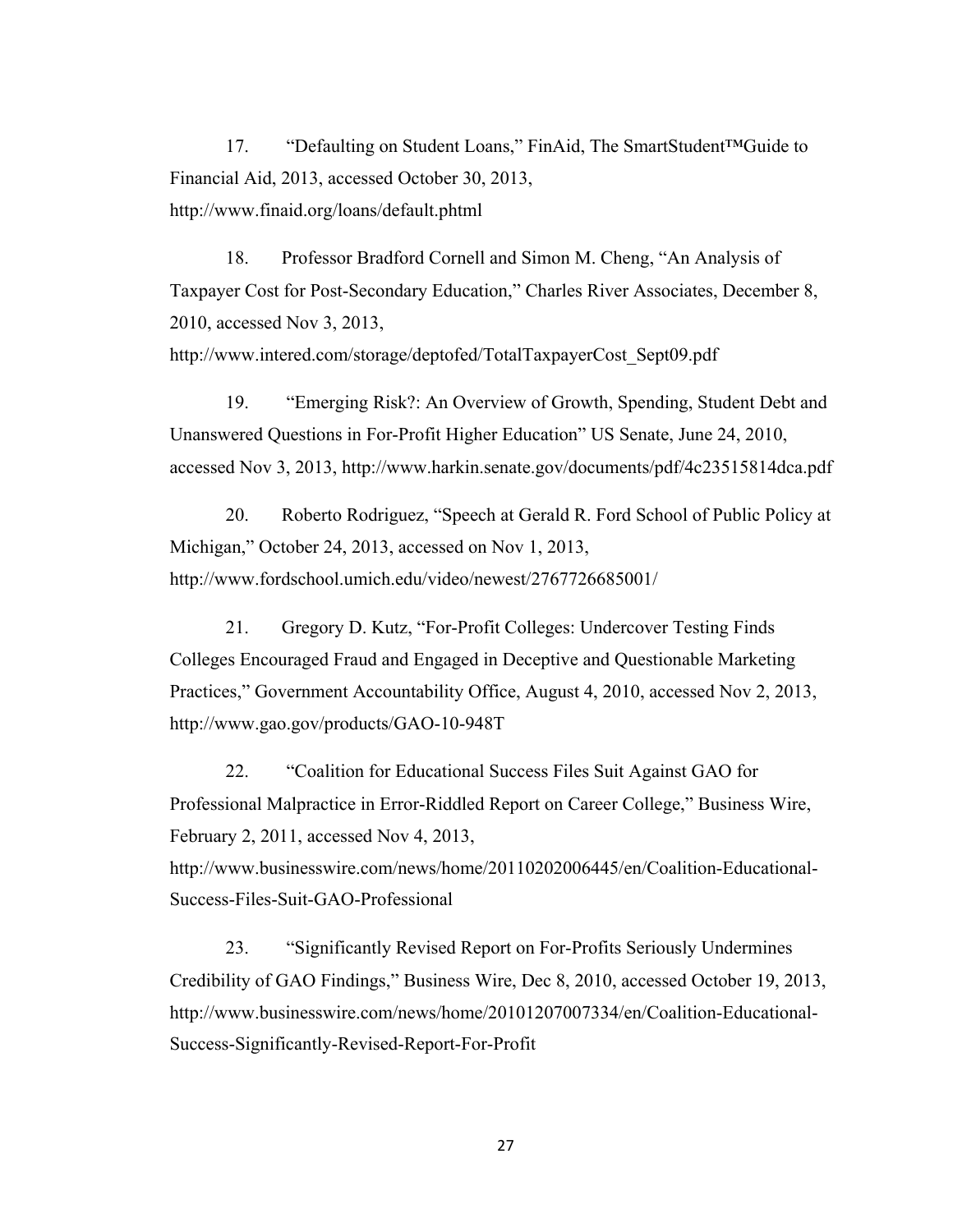17. "Defaulting on Student Loans," FinAid, The SmartStudent™Guide to Financial Aid, 2013, accessed October 30, 2013, http://www.finaid.org/loans/default.phtml

18. Professor Bradford Cornell and Simon M. Cheng, "An Analysis of Taxpayer Cost for Post-Secondary Education," Charles River Associates, December 8, 2010, accessed Nov 3, 2013, http://www.intered.com/storage/deptofed/TotalTaxpayerCost_Sept09.pdf

19. "Emerging Risk?: An Overview of Growth, Spending, Student Debt and Unanswered Questions in For-Profit Higher Education" US Senate, June 24, 2010, accessed Nov 3, 2013, http://www.harkin.senate.gov/documents/pdf/4c23515814dca.pdf

20. Roberto Rodriguez, "Speech at Gerald R. Ford School of Public Policy at Michigan," October 24, 2013, accessed on Nov 1, 2013, http://www.fordschool.umich.edu/video/newest/2767726685001/

21. Gregory D. Kutz, "For-Profit Colleges: Undercover Testing Finds Colleges Encouraged Fraud and Engaged in Deceptive and Questionable Marketing Practices," Government Accountability Office, August 4, 2010, accessed Nov 2, 2013, http://www.gao.gov/products/GAO-10-948T

22. "Coalition for Educational Success Files Suit Against GAO for Professional Malpractice in Error-Riddled Report on Career College," Business Wire, February 2, 2011, accessed Nov 4, 2013, http://www.businesswire.com/news/home/20110202006445/en/Coalition-Educational-Success-Files-Suit-GAO-Professional

23. "Significantly Revised Report on For-Profits Seriously Undermines Credibility of GAO Findings," Business Wire, Dec 8, 2010, accessed October 19, 2013, http://www.businesswire.com/news/home/20101207007334/en/Coalition-Educational-Success-Significantly-Revised-Report-For-Profit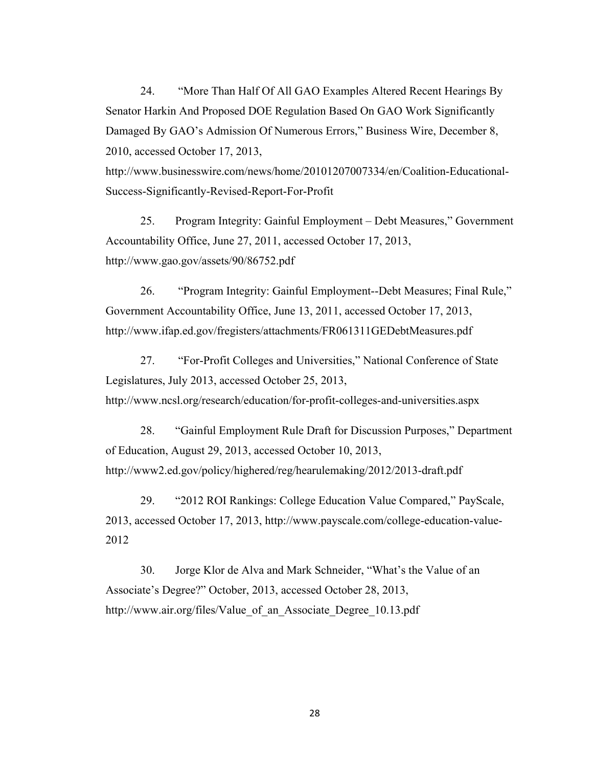24. "More Than Half Of All GAO Examples Altered Recent Hearings By Senator Harkin And Proposed DOE Regulation Based On GAO Work Significantly Damaged By GAO's Admission Of Numerous Errors," Business Wire, December 8, 2010, accessed October 17, 2013, http://www.businesswire.com/news/home/20101207007334/en/Coalition-Educational-Success-Significantly-Revised-Report-For-Profit

25. Program Integrity: Gainful Employment – Debt Measures," Government Accountability Office, June 27, 2011, accessed October 17, 2013, http://www.gao.gov/assets/90/86752.pdf

26. "Program Integrity: Gainful Employment--Debt Measures; Final Rule," Government Accountability Office, June 13, 2011, accessed October 17, 2013, http://www.ifap.ed.gov/fregisters/attachments/FR061311GEDebtMeasures.pdf

27. "For-Profit Colleges and Universities," National Conference of State Legislatures, July 2013, accessed October 25, 2013, http://www.ncsl.org/research/education/for-profit-colleges-and-universities.aspx

28. "Gainful Employment Rule Draft for Discussion Purposes," Department of Education, August 29, 2013, accessed October 10, 2013, http://www2.ed.gov/policy/highered/reg/hearulemaking/2012/2013-draft.pdf

29. "2012 ROI Rankings: College Education Value Compared," PayScale, 2013, accessed October 17, 2013, http://www.payscale.com/college-education-value-2012

30. Jorge Klor de Alva and Mark Schneider, "What's the Value of an Associate's Degree?" October, 2013, accessed October 28, 2013, http://www.air.org/files/Value_of_an_Associate_Degree_10.13.pdf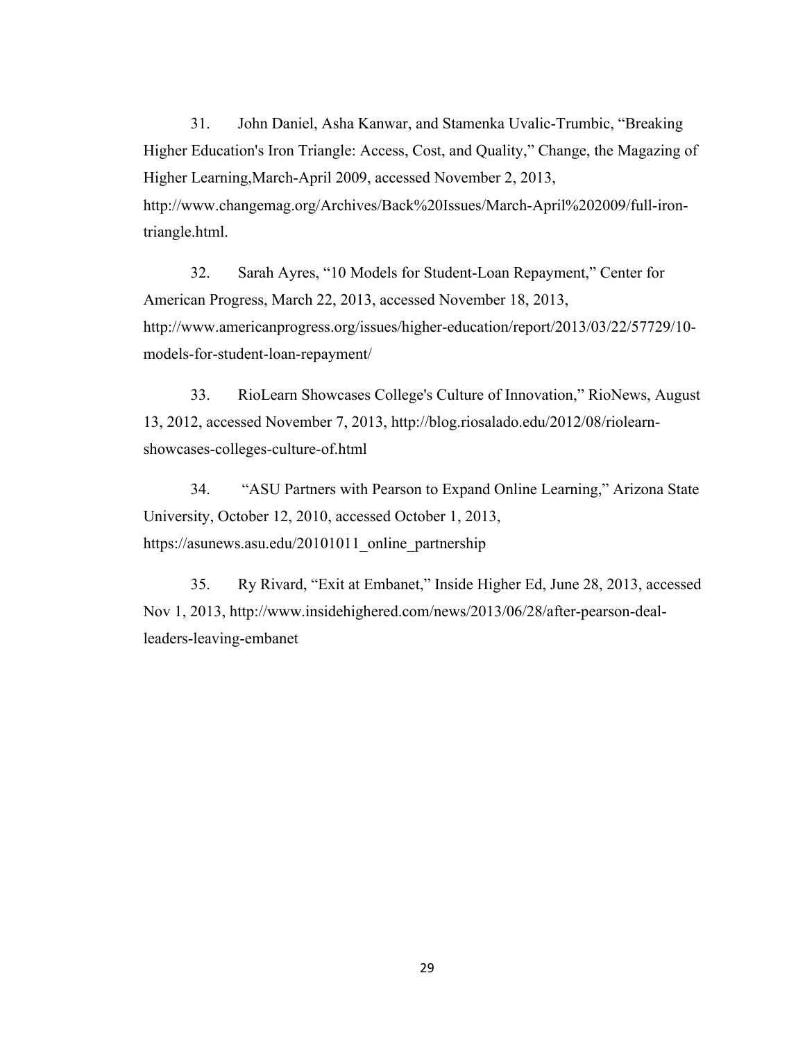31. John Daniel, Asha Kanwar, and Stamenka Uvalic-Trumbic, "Breaking Higher Education's Iron Triangle: Access, Cost, and Quality," Change, the Magazing of Higher Learning,March-April 2009, accessed November 2, 2013, http://www.changemag.org/Archives/Back%20Issues/March-April%202009/full-iron-triangle.html.

32. Sarah Ayres, "10 Models for Student-Loan Repayment," Center for American Progress, March 22, 2013, accessed November 18, 2013, http://www.americanprogress.org/issues/higher-education/report/2013/03/22/57729/10-models-for-student-loan-repayment/

33. RioLearn Showcases College's Culture of Innovation," RioNews, August 13, 2012, accessed November 7, 2013, http://blog.riosalado.edu/2012/08/riolearn-showcases-colleges-culture-of.html

34. "ASU Partners with Pearson to Expand Online Learning," Arizona State University, October 12, 2010, accessed October 1, 2013, https://asunews.asu.edu/20101011_online_partnership

35. Ry Rivard, "Exit at Embanet," Inside Higher Ed, June 28, 2013, accessed Nov 1, 2013, http://www.insidehighered.com/news/2013/06/28/after-pearson-deal-leaders-leaving-embanet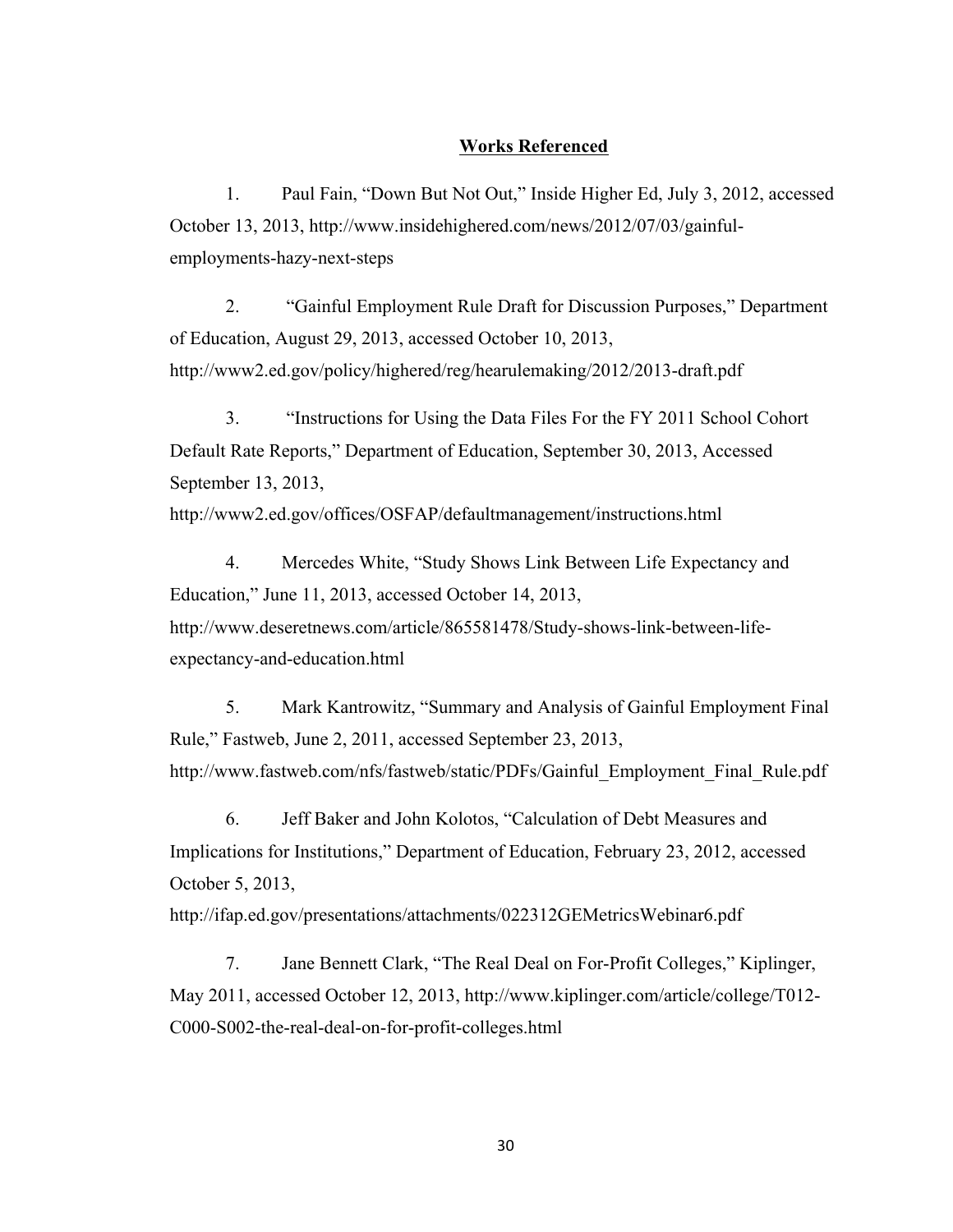## **Works Referenced**

1. Paul Fain, "Down But Not Out," Inside Higher Ed, July 3, 2012, accessed October 13, 2013, http://www.insidehighered.com/news/2012/07/03/gainful-employments-hazy-next-steps

2. "Gainful Employment Rule Draft for Discussion Purposes," Department of Education, August 29, 2013, accessed October 10, 2013, http://www2.ed.gov/policy/highered/reg/hearulemaking/2012/2013-draft.pdf

3. "Instructions for Using the Data Files For the FY 2011 School Cohort Default Rate Reports," Department of Education, September 30, 2013, Accessed September 13, 2013, http://www2.ed.gov/offices/OSFAP/defaultmanagement/instructions.html

4. Mercedes White, "Study Shows Link Between Life Expectancy and Education," June 11, 2013, accessed October 14, 2013, http://www.deseretnews.com/article/865581478/Study-shows-link-between-life-expectancy-and-education.html

5. Mark Kantrowitz, "Summary and Analysis of Gainful Employment Final Rule," Fastweb, June 2, 2011, accessed September 23, 2013, http://www.fastweb.com/nfs/fastweb/static/PDFs/Gainful_Employment_Final_Rule.pdf

6. Jeff Baker and John Kolotos, "Calculation of Debt Measures and Implications for Institutions," Department of Education, February 23, 2012, accessed October 5, 2013, http://ifap.ed.gov/presentations/attachments/022312GEMetricsWebinar6.pdf

7. Jane Bennett Clark, "The Real Deal on For-Profit Colleges," Kiplinger, May 2011, accessed October 12, 2013, http://www.kiplinger.com/article/college/T012-C000-S002-the-real-deal-on-for-profit-colleges.html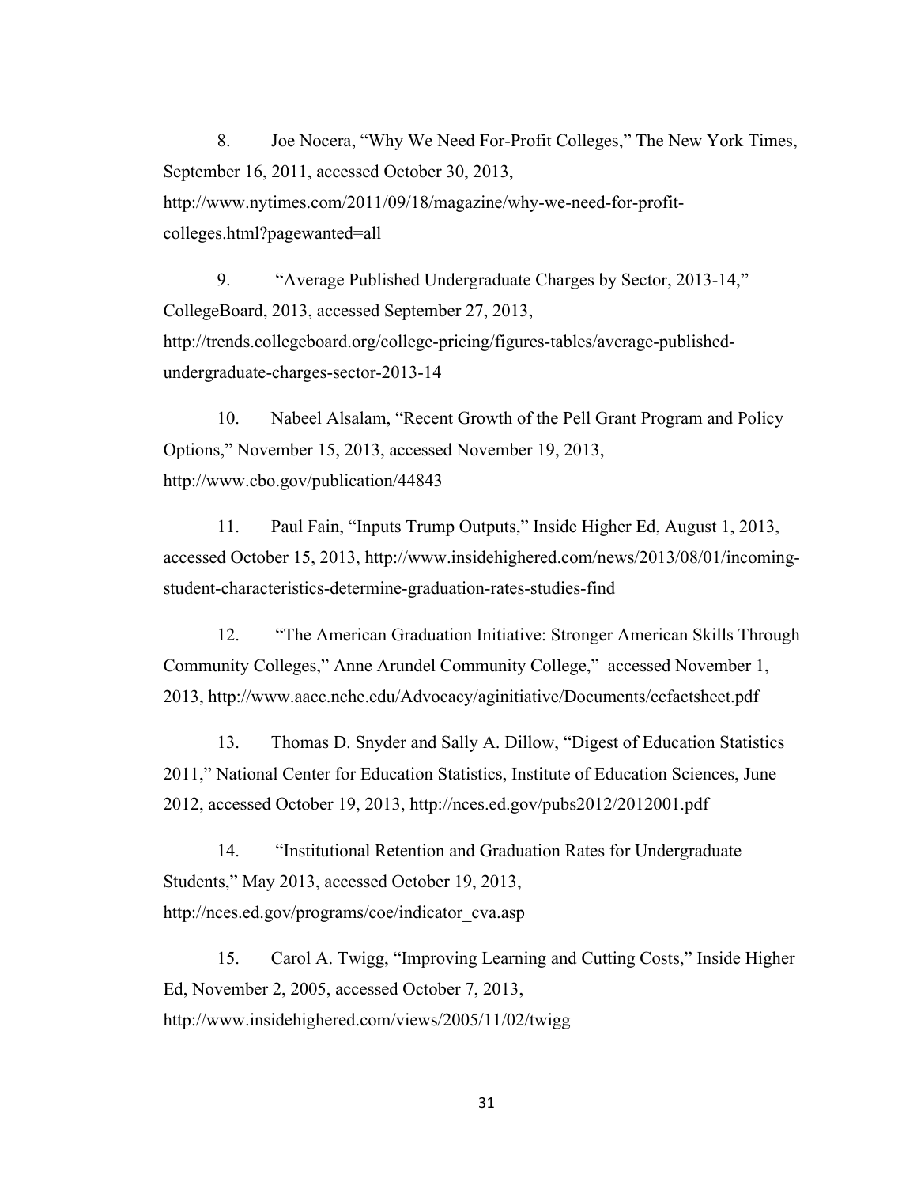8. Joe Nocera, "Why We Need For-Profit Colleges," The New York Times, September 16, 2011, accessed October 30, 2013, http://www.nytimes.com/2011/09/18/magazine/why-we-need-for-profit-colleges.html?pagewanted=all

9. "Average Published Undergraduate Charges by Sector, 2013-14," CollegeBoard, 2013, accessed September 27, 2013, http://trends.collegeboard.org/college-pricing/figures-tables/average-published-undergraduate-charges-sector-2013-14

10. Nabeel Alsalam, "Recent Growth of the Pell Grant Program and Policy Options," November 15, 2013, accessed November 19, 2013, http://www.cbo.gov/publication/44843

11. Paul Fain, "Inputs Trump Outputs," Inside Higher Ed, August 1, 2013, accessed October 15, 2013, http://www.insidehighered.com/news/2013/08/01/incoming-student-characteristics-determine-graduation-rates-studies-find

12. "The American Graduation Initiative: Stronger American Skills Through Community Colleges," Anne Arundel Community College," accessed November 1, 2013, http://www.aacc.nche.edu/Advocacy/aginitiative/Documents/ccfactsheet.pdf

13. Thomas D. Snyder and Sally A. Dillow, "Digest of Education Statistics 2011," National Center for Education Statistics, Institute of Education Sciences, June 2012, accessed October 19, 2013, http://nces.ed.gov/pubs2012/2012001.pdf

14. "Institutional Retention and Graduation Rates for Undergraduate Students," May 2013, accessed October 19, 2013, http://nces.ed.gov/programs/coe/indicator_cva.asp

15. Carol A. Twigg, "Improving Learning and Cutting Costs," Inside Higher Ed, November 2, 2005, accessed October 7, 2013, http://www.insidehighered.com/views/2005/11/02/twigg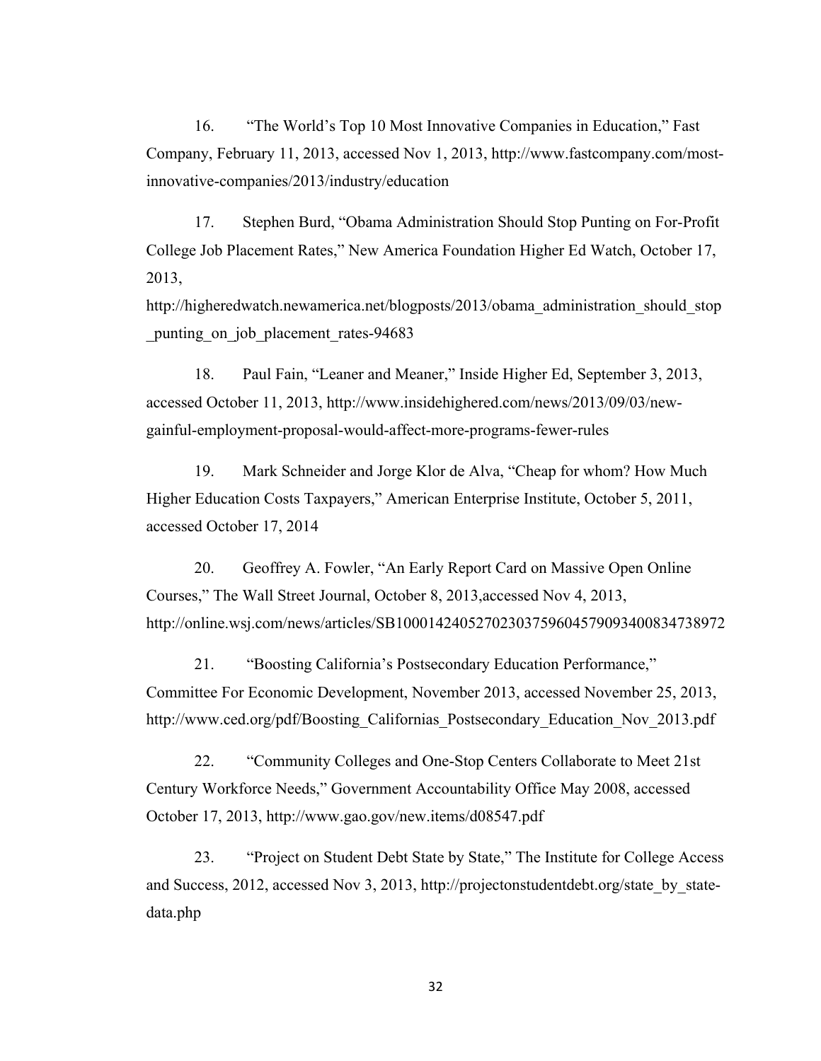16. "The World's Top 10 Most Innovative Companies in Education," Fast Company, February 11, 2013, accessed Nov 1, 2013, http://www.fastcompany.com/most-innovative-companies/2013/industry/education

17. Stephen Burd, "Obama Administration Should Stop Punting on For-Profit College Job Placement Rates," New America Foundation Higher Ed Watch, October 17, 2013, http://higheredwatch.newamerica.net/blogposts/2013/obama_administration_should_stop_punting_on_job_placement_rates-94683

18. Paul Fain, "Leaner and Meaner," Inside Higher Ed, September 3, 2013, accessed October 11, 2013, http://www.insidehighered.com/news/2013/09/03/new-gainful-employment-proposal-would-affect-more-programs-fewer-rules

19. Mark Schneider and Jorge Klor de Alva, "Cheap for whom? How Much Higher Education Costs Taxpayers," American Enterprise Institute, October 5, 2011, accessed October 17, 2014

20. Geoffrey A. Fowler, "An Early Report Card on Massive Open Online Courses," The Wall Street Journal, October 8, 2013,accessed Nov 4, 2013, http://online.wsj.com/news/articles/SB10001424052702303759604579093400834738972

21. "Boosting California's Postsecondary Education Performance," Committee For Economic Development, November 2013, accessed November 25, 2013, http://www.ced.org/pdf/Boosting_Californias_Postsecondary_Education_Nov_2013.pdf

22. "Community Colleges and One-Stop Centers Collaborate to Meet 21st Century Workforce Needs," Government Accountability Office May 2008, accessed October 17, 2013, http://www.gao.gov/new.items/d08547.pdf

23. "Project on Student Debt State by State," The Institute for College Access and Success, 2012, accessed Nov 3, 2013, http://projectonstudentdebt.org/state_by_state-data.php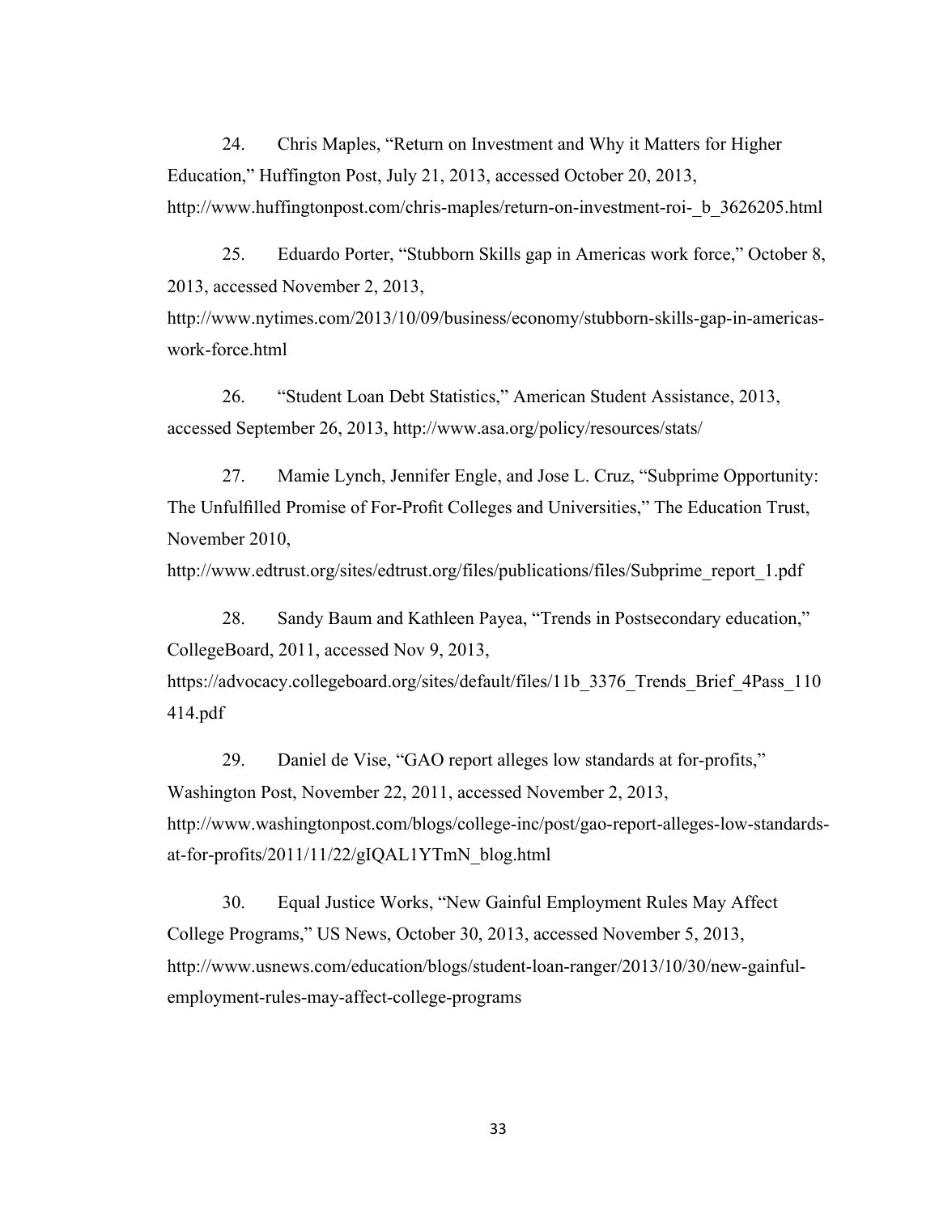24. Chris Maples, "Return on Investment and Why it Matters for Higher Education," Huffington Post, July 21, 2013, accessed October 20, 2013, http://www.huffingtonpost.com/chris-maples/return-on-investment-roi-_b_3626205.html

25. Eduardo Porter, "Stubborn Skills gap in Americas work force," October 8, 2013, accessed November 2, 2013, http://www.nytimes.com/2013/10/09/business/economy/stubborn-skills-gap-in-americas-work-force.html

26. "Student Loan Debt Statistics," American Student Assistance, 2013, accessed September 26, 2013, http://www.asa.org/policy/resources/stats/

27. Mamie Lynch, Jennifer Engle, and Jose L. Cruz, "Subprime Opportunity: The Unfulfilled Promise of For-Profit Colleges and Universities," The Education Trust, November 2010, http://www.edtrust.org/sites/edtrust.org/files/publications/files/Subprime_report_1.pdf

28. Sandy Baum and Kathleen Payea, "Trends in Postsecondary education," CollegeBoard, 2011, accessed Nov 9, 2013, https://advocacy.collegeboard.org/sites/default/files/11b_3376_Trends_Brief_4Pass_110414.pdf

29. Daniel de Vise, "GAO report alleges low standards at for-profits," Washington Post, November 22, 2011, accessed November 2, 2013, http://www.washingtonpost.com/blogs/college-inc/post/gao-report-alleges-low-standards-at-for-profits/2011/11/22/gIQAL1YTmN_blog.html

30. Equal Justice Works, "New Gainful Employment Rules May Affect College Programs," US News, October 30, 2013, accessed November 5, 2013, http://www.usnews.com/education/blogs/student-loan-ranger/2013/10/30/new-gainful-employment-rules-may-affect-college-programs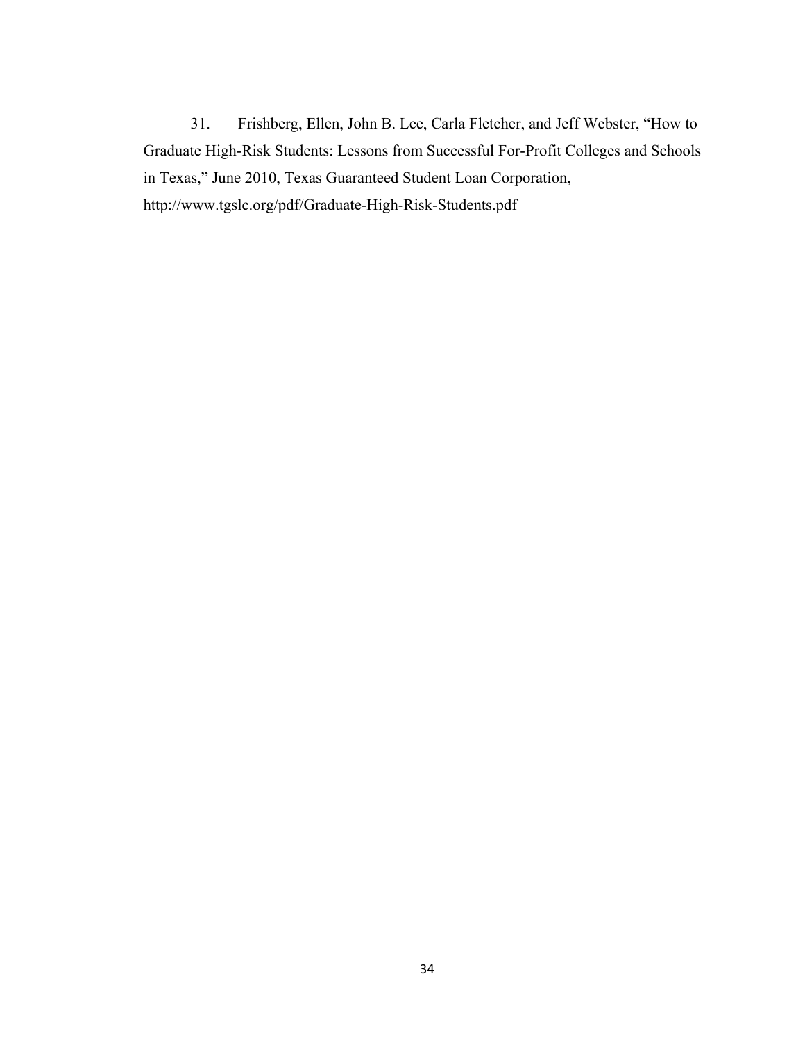31. Frishberg, Ellen, John B. Lee, Carla Fletcher, and Jeff Webster, "How to Graduate High-Risk Students: Lessons from Successful For-Profit Colleges and Schools in Texas," June 2010, Texas Guaranteed Student Loan Corporation, http://www.tgslc.org/pdf/Graduate-High-Risk-Students.pdf